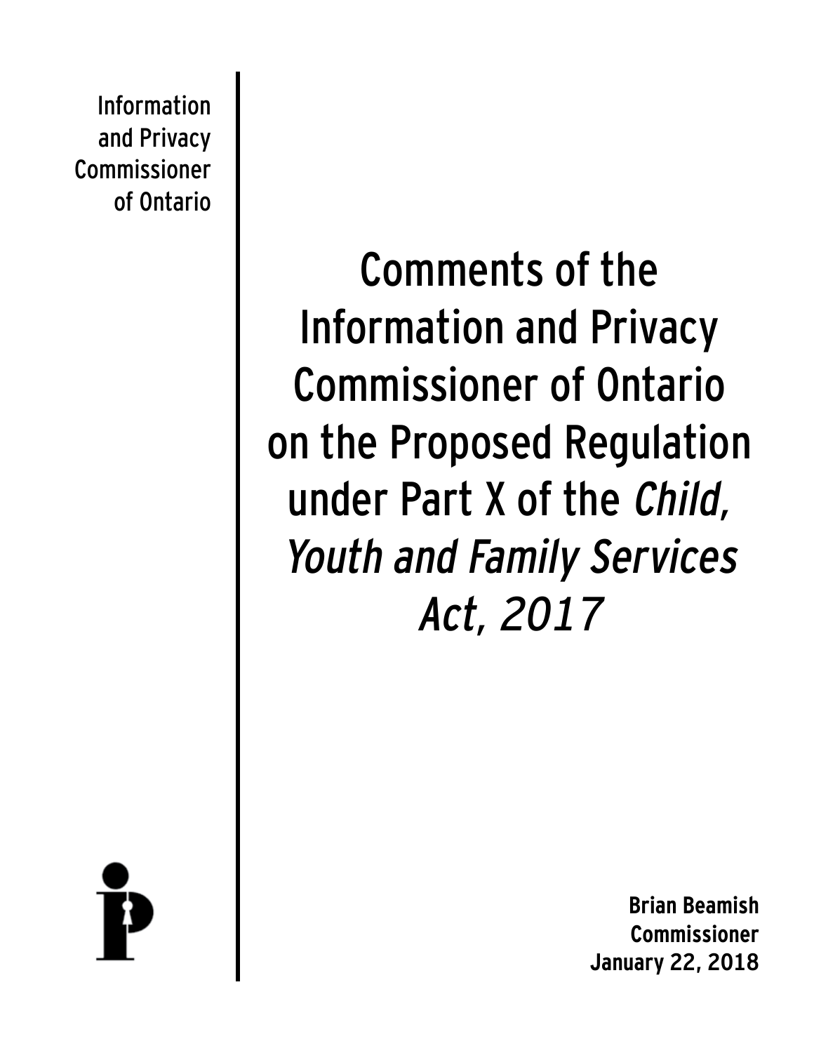Information and Privacy Commissioner of Ontario

# Comments of the Information and Privacy Commissioner of Ontario on the Proposed Regulation under Part X of the *Child, Youth and Family Services Act, 2017*

**Brian Beamish**
**Commissioner**
**January 22, 2018**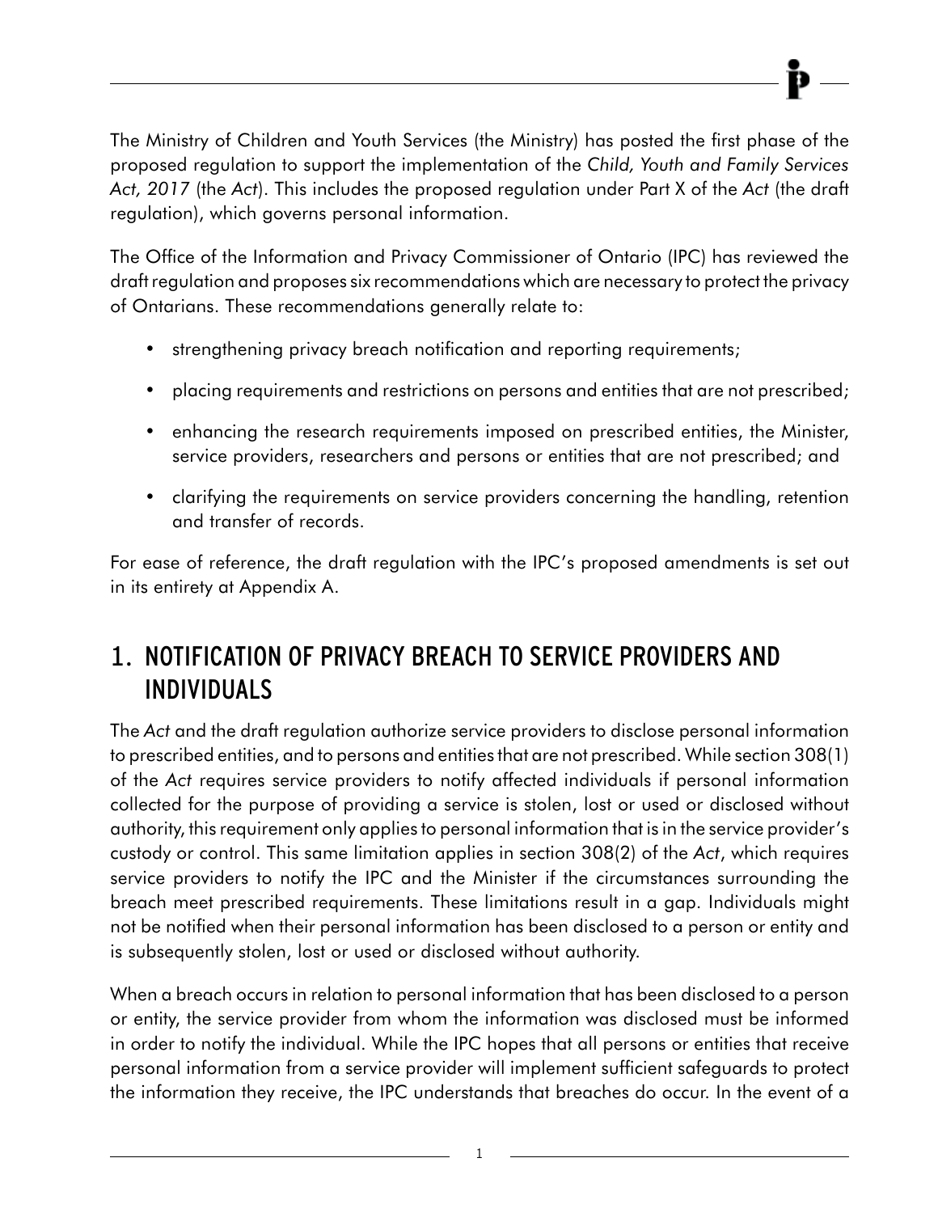The Ministry of Children and Youth Services (the Ministry) has posted the first phase of the proposed regulation to support the implementation of the *Child, Youth and Family Services Act, 2017* (the *Act*). This includes the proposed regulation under Part X of the *Act* (the draft regulation), which governs personal information.

The Office of the Information and Privacy Commissioner of Ontario (IPC) has reviewed the draft regulation and proposes six recommendations which are necessary to protect the privacy of Ontarians. These recommendations generally relate to:

- strengthening privacy breach notification and reporting requirements;
- placing requirements and restrictions on persons and entities that are not prescribed;
- enhancing the research requirements imposed on prescribed entities, the Minister, service providers, researchers and persons or entities that are not prescribed; and
- clarifying the requirements on service providers concerning the handling, retention and transfer of records.

For ease of reference, the draft regulation with the IPC's proposed amendments is set out in its entirety at Appendix A.

## 1. NOTIFICATION OF PRIVACY BREACH TO SERVICE PROVIDERS AND INDIVIDUALS

The *Act* and the draft regulation authorize service providers to disclose personal information to prescribed entities, and to persons and entities that are not prescribed. While section 308(1) of the *Act* requires service providers to notify affected individuals if personal information collected for the purpose of providing a service is stolen, lost or used or disclosed without authority, this requirement only applies to personal information that is in the service provider's custody or control. This same limitation applies in section 308(2) of the *Act*, which requires service providers to notify the IPC and the Minister if the circumstances surrounding the breach meet prescribed requirements. These limitations result in a gap. Individuals might not be notified when their personal information has been disclosed to a person or entity and is subsequently stolen, lost or used or disclosed without authority.

When a breach occurs in relation to personal information that has been disclosed to a person or entity, the service provider from whom the information was disclosed must be informed in order to notify the individual. While the IPC hopes that all persons or entities that receive personal information from a service provider will implement sufficient safeguards to protect the information they receive, the IPC understands that breaches do occur. In the event of a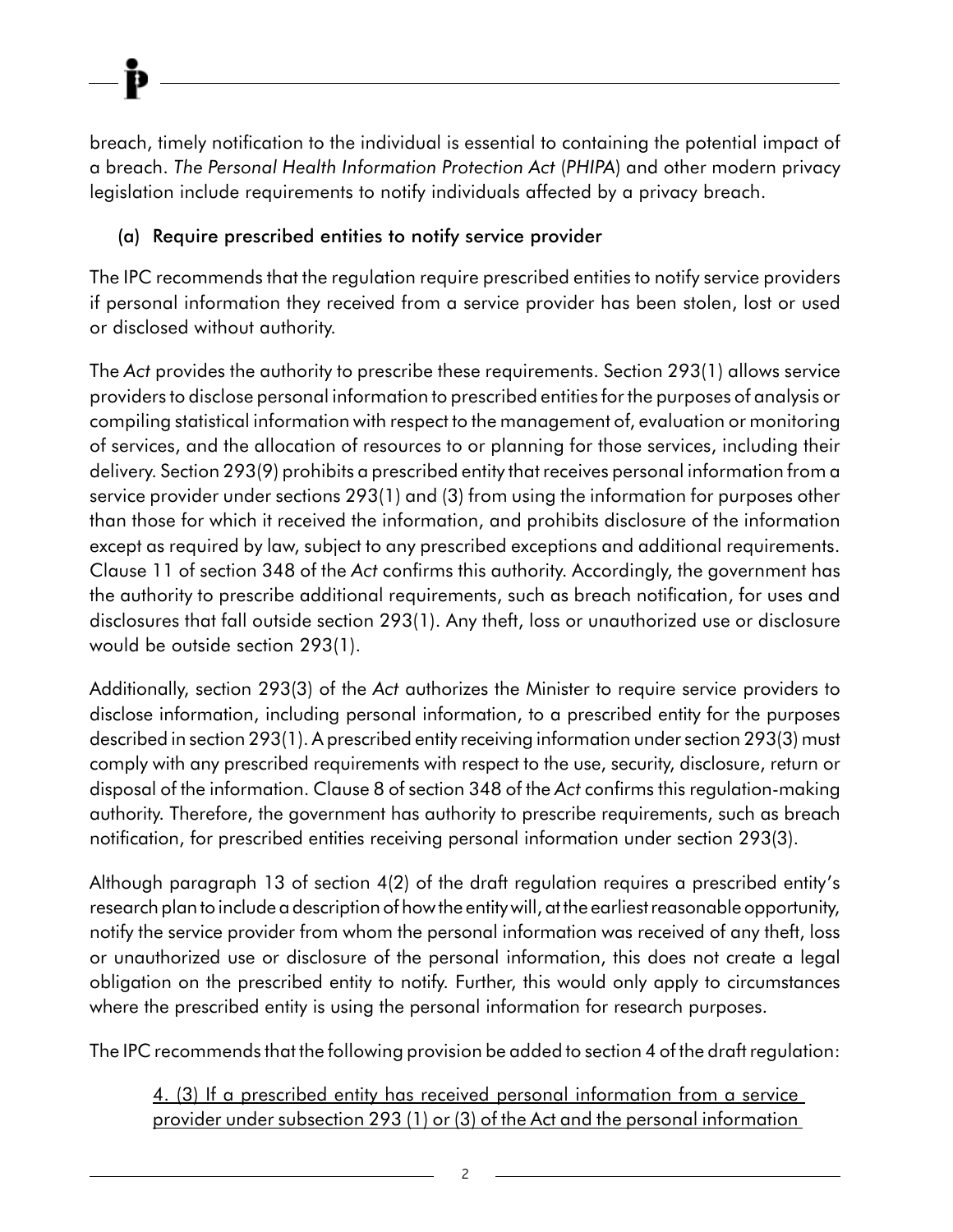breach, timely notification to the individual is essential to containing the potential impact of a breach. *The Personal Health Information Protection Act* (*PHIPA*) and other modern privacy legislation include requirements to notify individuals affected by a privacy breach.

### (a) Require prescribed entities to notify service provider

The IPC recommends that the regulation require prescribed entities to notify service providers if personal information they received from a service provider has been stolen, lost or used or disclosed without authority.

The *Act* provides the authority to prescribe these requirements. Section 293(1) allows service providers to disclose personal information to prescribed entities for the purposes of analysis or compiling statistical information with respect to the management of, evaluation or monitoring of services, and the allocation of resources to or planning for those services, including their delivery. Section 293(9) prohibits a prescribed entity that receives personal information from a service provider under sections 293(1) and (3) from using the information for purposes other than those for which it received the information, and prohibits disclosure of the information except as required by law, subject to any prescribed exceptions and additional requirements. Clause 11 of section 348 of the *Act* confirms this authority. Accordingly, the government has the authority to prescribe additional requirements, such as breach notification, for uses and disclosures that fall outside section 293(1). Any theft, loss or unauthorized use or disclosure would be outside section 293(1).

Additionally, section 293(3) of the *Act* authorizes the Minister to require service providers to disclose information, including personal information, to a prescribed entity for the purposes described in section 293(1). A prescribed entity receiving information under section 293(3) must comply with any prescribed requirements with respect to the use, security, disclosure, return or disposal of the information. Clause 8 of section 348 of the *Act* confirms this regulation-making authority. Therefore, the government has authority to prescribe requirements, such as breach notification, for prescribed entities receiving personal information under section 293(3).

Although paragraph 13 of section 4(2) of the draft regulation requires a prescribed entity's research plan to include a description of how the entity will, at the earliest reasonable opportunity, notify the service provider from whom the personal information was received of any theft, loss or unauthorized use or disclosure of the personal information, this does not create a legal obligation on the prescribed entity to notify. Further, this would only apply to circumstances where the prescribed entity is using the personal information for research purposes.

The IPC recommends that the following provision be added to section 4 of the draft regulation:

> <u>4. (3) If a prescribed entity has received personal information from a service provider under subsection 293 (1) or (3) of the Act and the personal information</u>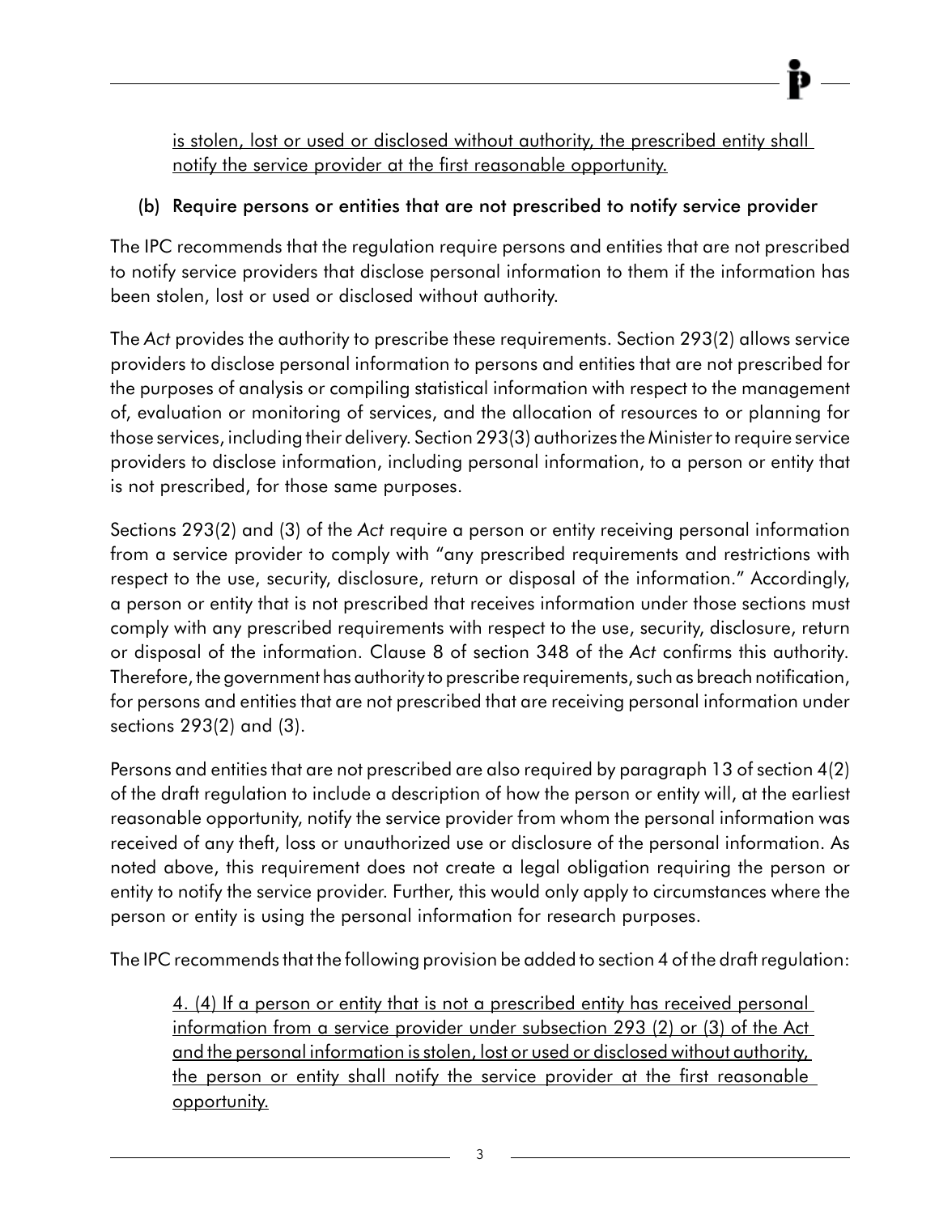<u>is stolen, lost or used or disclosed without authority, the prescribed entity shall notify the service provider at the first reasonable opportunity.</u>

### (b) Require persons or entities that are not prescribed to notify service provider

The IPC recommends that the regulation require persons and entities that are not prescribed to notify service providers that disclose personal information to them if the information has been stolen, lost or used or disclosed without authority.

The *Act* provides the authority to prescribe these requirements. Section 293(2) allows service providers to disclose personal information to persons and entities that are not prescribed for the purposes of analysis or compiling statistical information with respect to the management of, evaluation or monitoring of services, and the allocation of resources to or planning for those services, including their delivery. Section 293(3) authorizes the Minister to require service providers to disclose information, including personal information, to a person or entity that is not prescribed, for those same purposes.

Sections 293(2) and (3) of the *Act* require a person or entity receiving personal information from a service provider to comply with "any prescribed requirements and restrictions with respect to the use, security, disclosure, return or disposal of the information." Accordingly, a person or entity that is not prescribed that receives information under those sections must comply with any prescribed requirements with respect to the use, security, disclosure, return or disposal of the information. Clause 8 of section 348 of the *Act* confirms this authority. Therefore, the government has authority to prescribe requirements, such as breach notification, for persons and entities that are not prescribed that are receiving personal information under sections 293(2) and (3).

Persons and entities that are not prescribed are also required by paragraph 13 of section 4(2) of the draft regulation to include a description of how the person or entity will, at the earliest reasonable opportunity, notify the service provider from whom the personal information was received of any theft, loss or unauthorized use or disclosure of the personal information. As noted above, this requirement does not create a legal obligation requiring the person or entity to notify the service provider. Further, this would only apply to circumstances where the person or entity is using the personal information for research purposes.

The IPC recommends that the following provision be added to section 4 of the draft regulation:

> <u>4. (4) If a person or entity that is not a prescribed entity has received personal information from a service provider under subsection 293 (2) or (3) of the Act and the personal information is stolen, lost or used or disclosed without authority, the person or entity shall notify the service provider at the first reasonable opportunity.</u>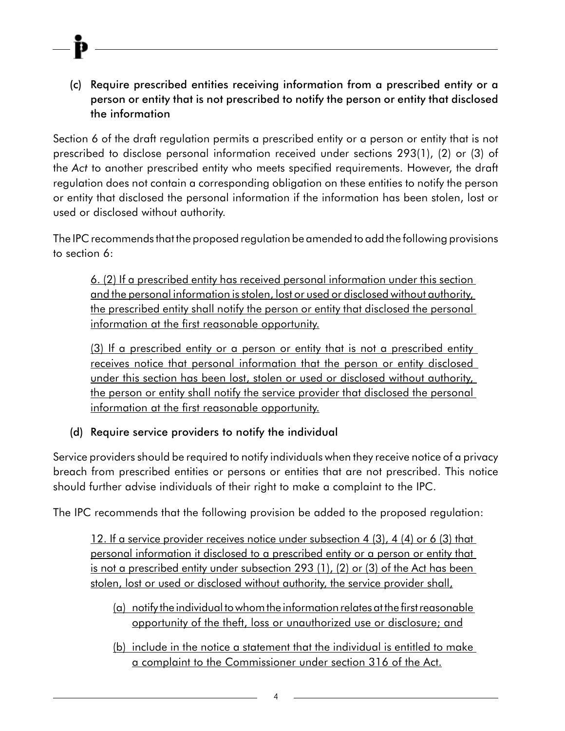### (c) Require prescribed entities receiving information from a prescribed entity or a person or entity that is not prescribed to notify the person or entity that disclosed the information

Section 6 of the draft regulation permits a prescribed entity or a person or entity that is not prescribed to disclose personal information received under sections 293(1), (2) or (3) of the *Act* to another prescribed entity who meets specified requirements. However, the draft regulation does not contain a corresponding obligation on these entities to notify the person or entity that disclosed the personal information if the information has been stolen, lost or used or disclosed without authority.

The IPC recommends that the proposed regulation be amended to add the following provisions to section 6:

> <u>6. (2) If a prescribed entity has received personal information under this section and the personal information is stolen, lost or used or disclosed without authority, the prescribed entity shall notify the person or entity that disclosed the personal information at the first reasonable opportunity.</u>
>
> <u>(3) If a prescribed entity or a person or entity that is not a prescribed entity receives notice that personal information that the person or entity disclosed under this section has been lost, stolen or used or disclosed without authority, the person or entity shall notify the service provider that disclosed the personal information at the first reasonable opportunity.</u>

### (d) Require service providers to notify the individual

Service providers should be required to notify individuals when they receive notice of a privacy breach from prescribed entities or persons or entities that are not prescribed. This notice should further advise individuals of their right to make a complaint to the IPC.

The IPC recommends that the following provision be added to the proposed regulation:

> <u>12. If a service provider receives notice under subsection 4 (3), 4 (4) or 6 (3) that personal information it disclosed to a prescribed entity or a person or entity that is not a prescribed entity under subsection 293 (1), (2) or (3) of the Act has been stolen, lost or used or disclosed without authority, the service provider shall,</u>
>
> <u>(a) notify the individual to whom the information relates at the first reasonable opportunity of the theft, loss or unauthorized use or disclosure; and</u>
>
> <u>(b) include in the notice a statement that the individual is entitled to make a complaint to the Commissioner under section 316 of the Act.</u>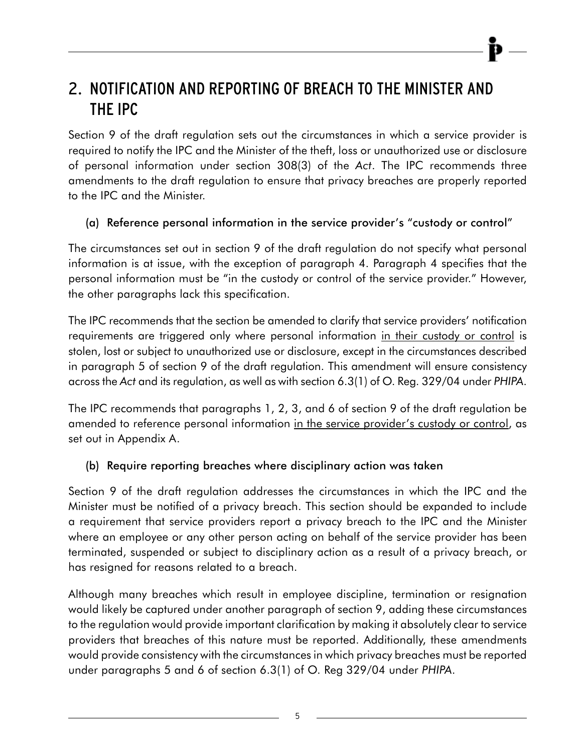## 2. NOTIFICATION AND REPORTING OF BREACH TO THE MINISTER AND THE IPC

Section 9 of the draft regulation sets out the circumstances in which a service provider is required to notify the IPC and the Minister of the theft, loss or unauthorized use or disclosure of personal information under section 308(3) of the *Act*. The IPC recommends three amendments to the draft regulation to ensure that privacy breaches are properly reported to the IPC and the Minister.

### (a) Reference personal information in the service provider's "custody or control"

The circumstances set out in section 9 of the draft regulation do not specify what personal information is at issue, with the exception of paragraph 4. Paragraph 4 specifies that the personal information must be "in the custody or control of the service provider." However, the other paragraphs lack this specification.

The IPC recommends that the section be amended to clarify that service providers' notification requirements are triggered only where personal information <u>in their custody or control</u> is stolen, lost or subject to unauthorized use or disclosure, except in the circumstances described in paragraph 5 of section 9 of the draft regulation. This amendment will ensure consistency across the *Act* and its regulation, as well as with section 6.3(1) of O. Reg. 329/04 under *PHIPA*.

The IPC recommends that paragraphs 1, 2, 3, and 6 of section 9 of the draft regulation be amended to reference personal information <u>in the service provider's custody or control</u>, as set out in Appendix A.

### (b) Require reporting breaches where disciplinary action was taken

Section 9 of the draft regulation addresses the circumstances in which the IPC and the Minister must be notified of a privacy breach. This section should be expanded to include a requirement that service providers report a privacy breach to the IPC and the Minister where an employee or any other person acting on behalf of the service provider has been terminated, suspended or subject to disciplinary action as a result of a privacy breach, or has resigned for reasons related to a breach.

Although many breaches which result in employee discipline, termination or resignation would likely be captured under another paragraph of section 9, adding these circumstances to the regulation would provide important clarification by making it absolutely clear to service providers that breaches of this nature must be reported. Additionally, these amendments would provide consistency with the circumstances in which privacy breaches must be reported under paragraphs 5 and 6 of section 6.3(1) of O. Reg 329/04 under *PHIPA*.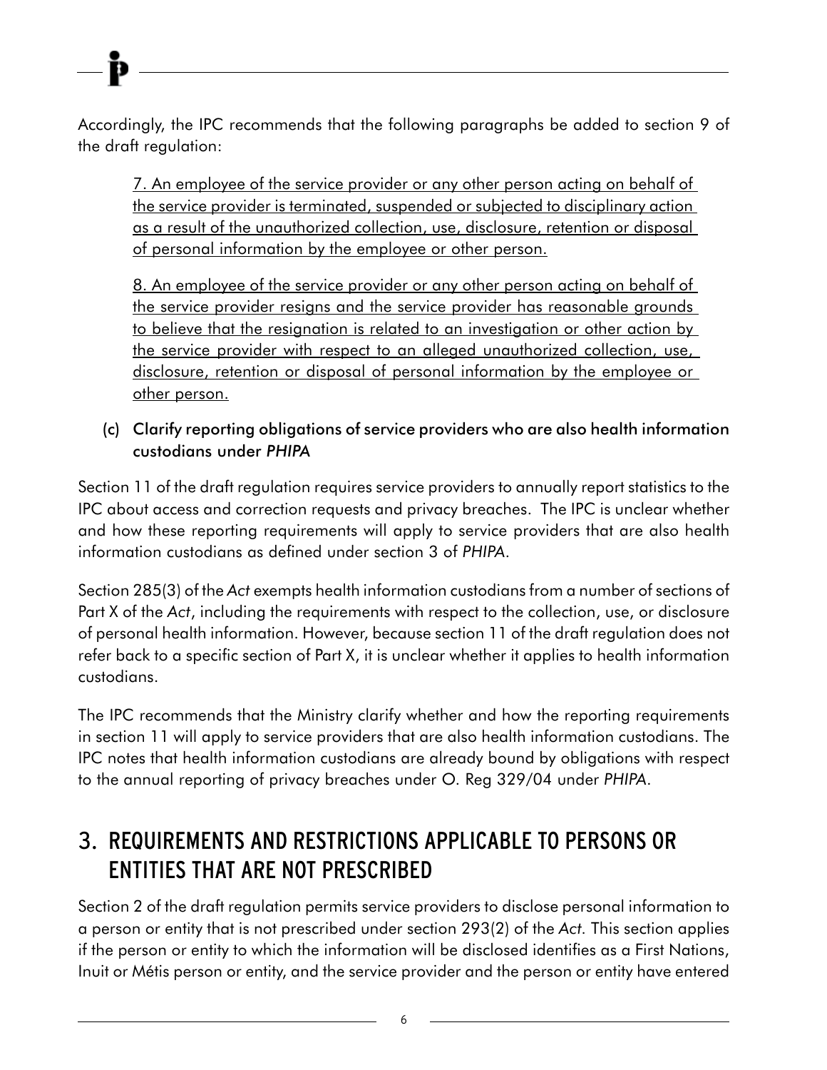Accordingly, the IPC recommends that the following paragraphs be added to section 9 of the draft regulation:

> <u>7. An employee of the service provider or any other person acting on behalf of the service provider is terminated, suspended or subjected to disciplinary action as a result of the unauthorized collection, use, disclosure, retention or disposal of personal information by the employee or other person.</u>
>
> <u>8. An employee of the service provider or any other person acting on behalf of the service provider resigns and the service provider has reasonable grounds to believe that the resignation is related to an investigation or other action by the service provider with respect to an alleged unauthorized collection, use, disclosure, retention or disposal of personal information by the employee or other person.</u>

### (c) Clarify reporting obligations of service providers who are also health information custodians under *PHIPA*

Section 11 of the draft regulation requires service providers to annually report statistics to the IPC about access and correction requests and privacy breaches. The IPC is unclear whether and how these reporting requirements will apply to service providers that are also health information custodians as defined under section 3 of *PHIPA*.

Section 285(3) of the *Act* exempts health information custodians from a number of sections of Part X of the *Act*, including the requirements with respect to the collection, use, or disclosure of personal health information. However, because section 11 of the draft regulation does not refer back to a specific section of Part X, it is unclear whether it applies to health information custodians.

The IPC recommends that the Ministry clarify whether and how the reporting requirements in section 11 will apply to service providers that are also health information custodians. The IPC notes that health information custodians are already bound by obligations with respect to the annual reporting of privacy breaches under O. Reg 329/04 under *PHIPA*.

## 3. REQUIREMENTS AND RESTRICTIONS APPLICABLE TO PERSONS OR ENTITIES THAT ARE NOT PRESCRIBED

Section 2 of the draft regulation permits service providers to disclose personal information to a person or entity that is not prescribed under section 293(2) of the *Act*. This section applies if the person or entity to which the information will be disclosed identifies as a First Nations, Inuit or Métis person or entity, and the service provider and the person or entity have entered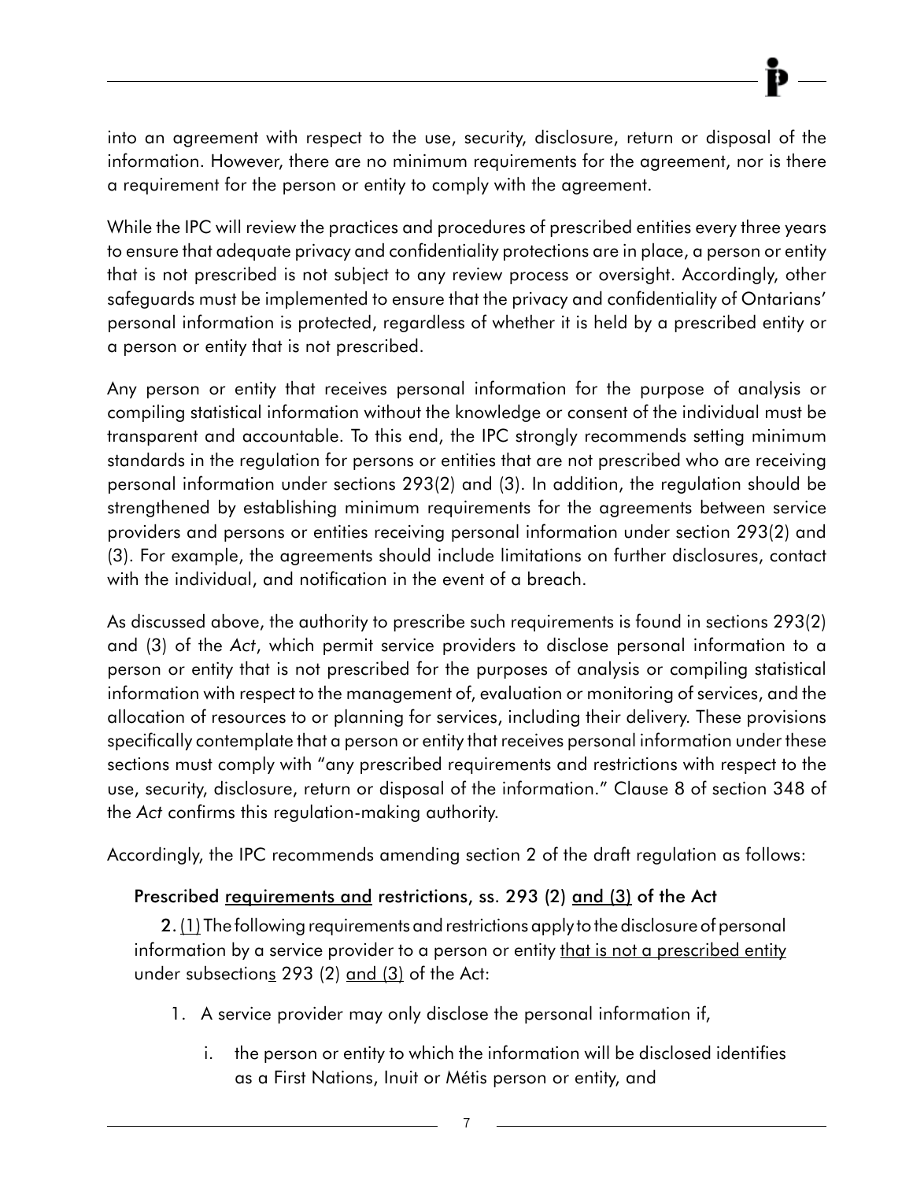into an agreement with respect to the use, security, disclosure, return or disposal of the information. However, there are no minimum requirements for the agreement, nor is there a requirement for the person or entity to comply with the agreement.

While the IPC will review the practices and procedures of prescribed entities every three years to ensure that adequate privacy and confidentiality protections are in place, a person or entity that is not prescribed is not subject to any review process or oversight. Accordingly, other safeguards must be implemented to ensure that the privacy and confidentiality of Ontarians' personal information is protected, regardless of whether it is held by a prescribed entity or a person or entity that is not prescribed.

Any person or entity that receives personal information for the purpose of analysis or compiling statistical information without the knowledge or consent of the individual must be transparent and accountable. To this end, the IPC strongly recommends setting minimum standards in the regulation for persons or entities that are not prescribed who are receiving personal information under sections 293(2) and (3). In addition, the regulation should be strengthened by establishing minimum requirements for the agreements between service providers and persons or entities receiving personal information under section 293(2) and (3). For example, the agreements should include limitations on further disclosures, contact with the individual, and notification in the event of a breach.

As discussed above, the authority to prescribe such requirements is found in sections 293(2) and (3) of the *Act*, which permit service providers to disclose personal information to a person or entity that is not prescribed for the purposes of analysis or compiling statistical information with respect to the management of, evaluation or monitoring of services, and the allocation of resources to or planning for services, including their delivery. These provisions specifically contemplate that a person or entity that receives personal information under these sections must comply with "any prescribed requirements and restrictions with respect to the use, security, disclosure, return or disposal of the information." Clause 8 of section 348 of the *Act* confirms this regulation-making authority.

Accordingly, the IPC recommends amending section 2 of the draft regulation as follows:

**Prescribed <u>requirements and</u> restrictions, ss. 293 (2) <u>and (3)</u> of the Act**

**2.** <u>(1)</u> The following requirements and restrictions apply to the disclosure of personal information by a service provider to a person or entity <u>that is not a prescribed entity</u> under subsection<u>s</u> 293 (2) <u>and (3)</u> of the Act:

1. A service provider may only disclose the personal information if,

   i. the person or entity to which the information will be disclosed identifies as a First Nations, Inuit or Métis person or entity, and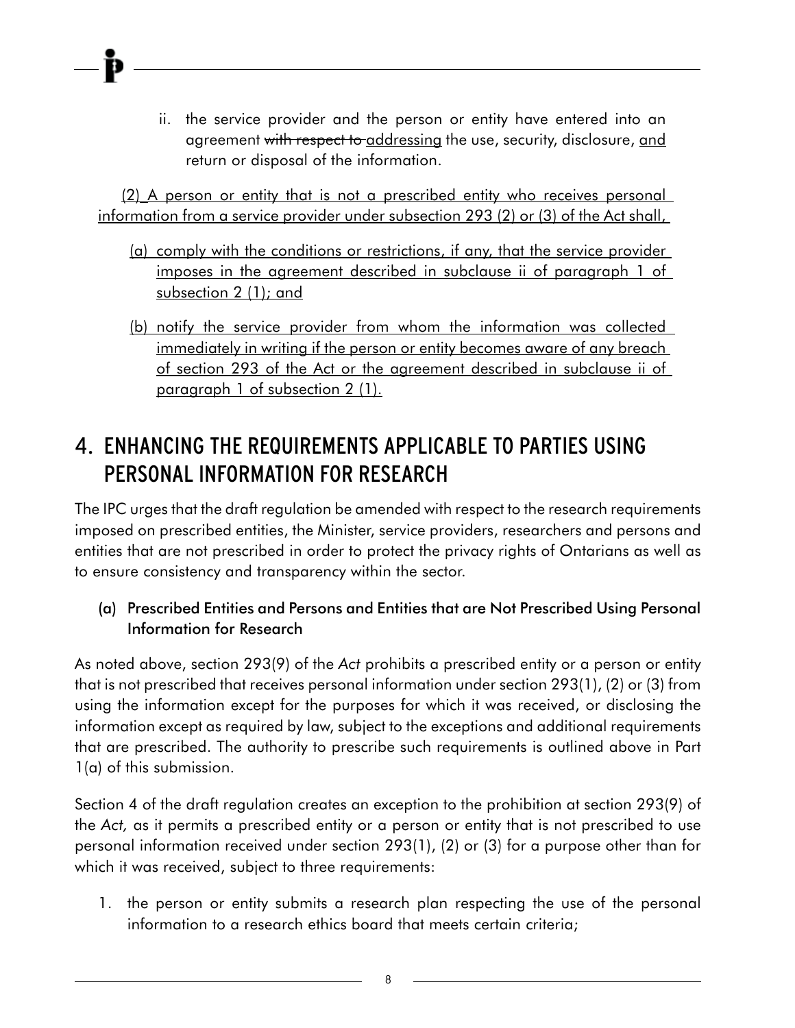ii. the service provider and the person or entity have entered into an agreement ~~with respect to~~ <u>addressing</u> the use, security, disclosure, <u>and</u> return or disposal of the information.

<u>(2) A person or entity that is not a prescribed entity who receives personal information from a service provider under subsection 293 (2) or (3) of the Act shall,</u>

<u>(a) comply with the conditions or restrictions, if any, that the service provider imposes in the agreement described in subclause ii of paragraph 1 of subsection 2 (1); and</u>

<u>(b) notify the service provider from whom the information was collected immediately in writing if the person or entity becomes aware of any breach of section 293 of the Act or the agreement described in subclause ii of paragraph 1 of subsection 2 (1).</u>

## 4. ENHANCING THE REQUIREMENTS APPLICABLE TO PARTIES USING PERSONAL INFORMATION FOR RESEARCH

The IPC urges that the draft regulation be amended with respect to the research requirements imposed on prescribed entities, the Minister, service providers, researchers and persons and entities that are not prescribed in order to protect the privacy rights of Ontarians as well as to ensure consistency and transparency within the sector.

### (a) Prescribed Entities and Persons and Entities that are Not Prescribed Using Personal Information for Research

As noted above, section 293(9) of the *Act* prohibits a prescribed entity or a person or entity that is not prescribed that receives personal information under section 293(1), (2) or (3) from using the information except for the purposes for which it was received, or disclosing the information except as required by law, subject to the exceptions and additional requirements that are prescribed. The authority to prescribe such requirements is outlined above in Part 1(a) of this submission.

Section 4 of the draft regulation creates an exception to the prohibition at section 293(9) of the *Act,* as it permits a prescribed entity or a person or entity that is not prescribed to use personal information received under section 293(1), (2) or (3) for a purpose other than for which it was received, subject to three requirements:

1. the person or entity submits a research plan respecting the use of the personal information to a research ethics board that meets certain criteria;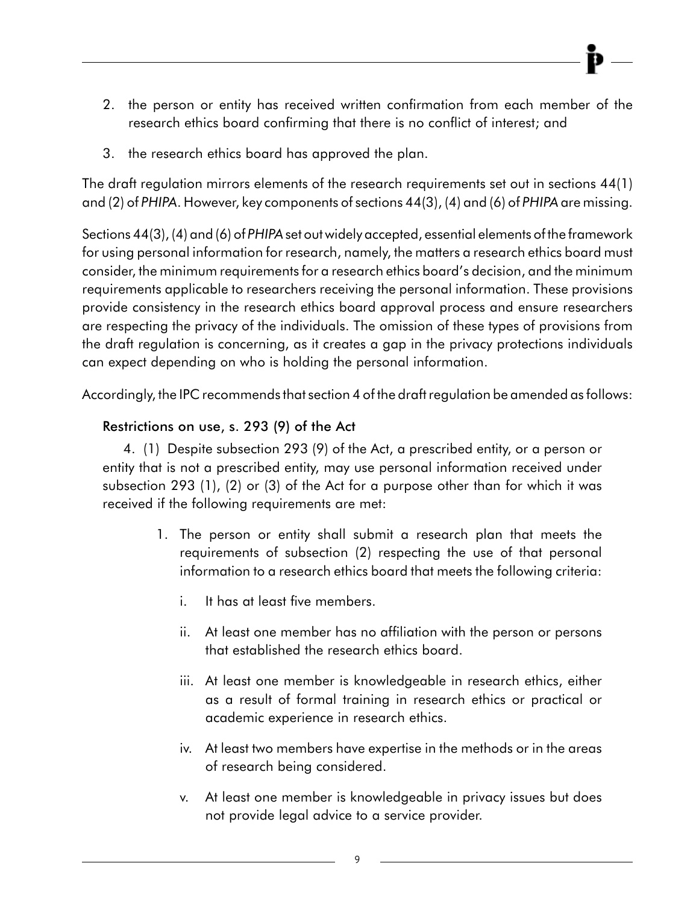2. the person or entity has received written confirmation from each member of the research ethics board confirming that there is no conflict of interest; and

3. the research ethics board has approved the plan.

The draft regulation mirrors elements of the research requirements set out in sections 44(1) and (2) of *PHIPA*. However, key components of sections 44(3), (4) and (6) of *PHIPA* are missing.

Sections 44(3), (4) and (6) of *PHIPA* set out widely accepted, essential elements of the framework for using personal information for research, namely, the matters a research ethics board must consider, the minimum requirements for a research ethics board's decision, and the minimum requirements applicable to researchers receiving the personal information. These provisions provide consistency in the research ethics board approval process and ensure researchers are respecting the privacy of the individuals. The omission of these types of provisions from the draft regulation is concerning, as it creates a gap in the privacy protections individuals can expect depending on who is holding the personal information.

Accordingly, the IPC recommends that section 4 of the draft regulation be amended as follows:

**Restrictions on use, s. 293 (9) of the Act**

4. (1) Despite subsection 293 (9) of the Act, a prescribed entity, or a person or entity that is not a prescribed entity, may use personal information received under subsection 293 (1), (2) or (3) of the Act for a purpose other than for which it was received if the following requirements are met:

1. The person or entity shall submit a research plan that meets the requirements of subsection (2) respecting the use of that personal information to a research ethics board that meets the following criteria:

    i. It has at least five members.

    ii. At least one member has no affiliation with the person or persons that established the research ethics board.

    iii. At least one member is knowledgeable in research ethics, either as a result of formal training in research ethics or practical or academic experience in research ethics.

    iv. At least two members have expertise in the methods or in the areas of research being considered.

    v. At least one member is knowledgeable in privacy issues but does not provide legal advice to a service provider.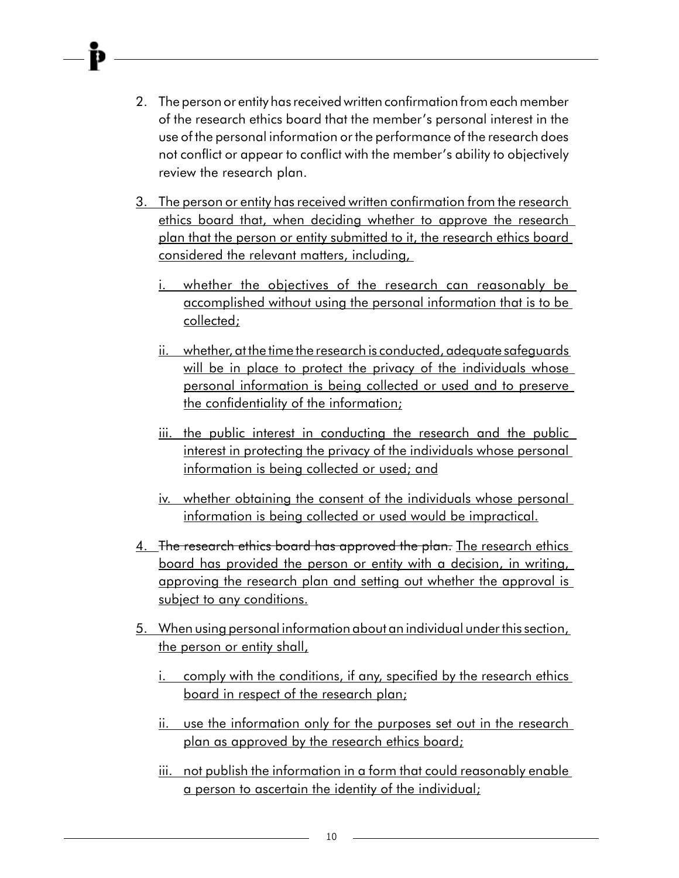2. The person or entity has received written confirmation from each member of the research ethics board that the member's personal interest in the use of the personal information or the performance of the research does not conflict or appear to conflict with the member's ability to objectively review the research plan.

3. <u>The person or entity has received written confirmation from the research ethics board that, when deciding whether to approve the research plan that the person or entity submitted to it, the research ethics board considered the relevant matters, including,</u>

   i. <u>whether the objectives of the research can reasonably be accomplished without using the personal information that is to be collected;</u>

   ii. <u>whether, at the time the research is conducted, adequate safeguards will be in place to protect the privacy of the individuals whose personal information is being collected or used and to preserve the confidentiality of the information;</u>

   iii. <u>the public interest in conducting the research and the public interest in protecting the privacy of the individuals whose personal information is being collected or used; and</u>

   iv. <u>whether obtaining the consent of the individuals whose personal information is being collected or used would be impractical.</u>

4. ~~The research ethics board has approved the plan.~~ <u>The research ethics board has provided the person or entity with a decision, in writing, approving the research plan and setting out whether the approval is subject to any conditions.</u>

5. <u>When using personal information about an individual under this section, the person or entity shall,</u>

   i. <u>comply with the conditions, if any, specified by the research ethics board in respect of the research plan;</u>

   ii. <u>use the information only for the purposes set out in the research plan as approved by the research ethics board;</u>

   iii. <u>not publish the information in a form that could reasonably enable a person to ascertain the identity of the individual;</u>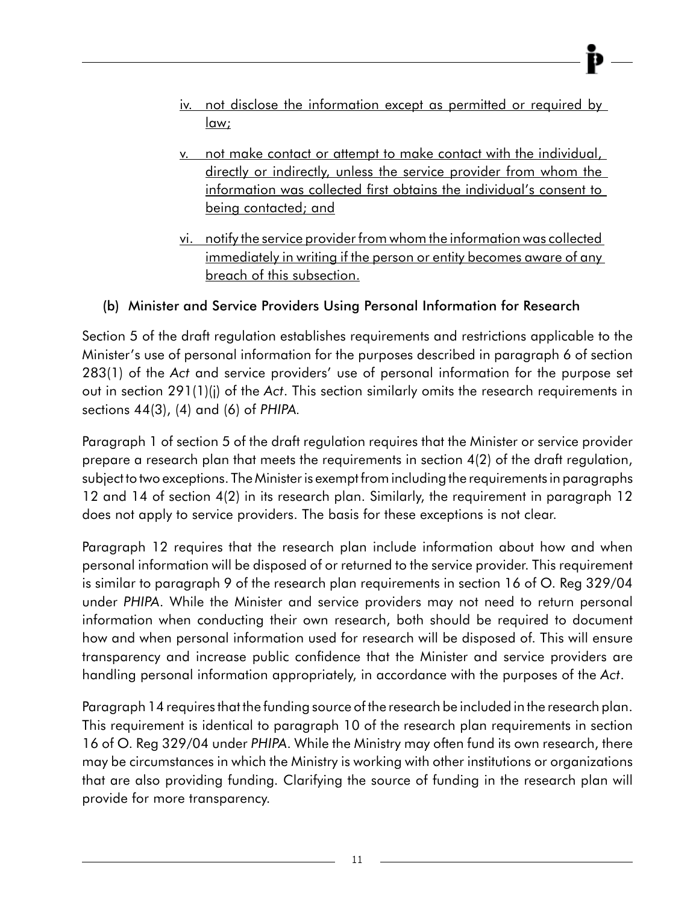iv. <u>not disclose the information except as permitted or required by law;</u>

v. <u>not make contact or attempt to make contact with the individual, directly or indirectly, unless the service provider from whom the information was collected first obtains the individual's consent to being contacted; and</u>

vi. <u>notify the service provider from whom the information was collected immediately in writing if the person or entity becomes aware of any breach of this subsection.</u>

### (b) Minister and Service Providers Using Personal Information for Research

Section 5 of the draft regulation establishes requirements and restrictions applicable to the Minister's use of personal information for the purposes described in paragraph 6 of section 283(1) of the *Act* and service providers' use of personal information for the purpose set out in section 291(1)(j) of the *Act*. This section similarly omits the research requirements in sections 44(3), (4) and (6) of *PHIPA*.

Paragraph 1 of section 5 of the draft regulation requires that the Minister or service provider prepare a research plan that meets the requirements in section 4(2) of the draft regulation, subject to two exceptions. The Minister is exempt from including the requirements in paragraphs 12 and 14 of section 4(2) in its research plan. Similarly, the requirement in paragraph 12 does not apply to service providers. The basis for these exceptions is not clear.

Paragraph 12 requires that the research plan include information about how and when personal information will be disposed of or returned to the service provider. This requirement is similar to paragraph 9 of the research plan requirements in section 16 of O. Reg 329/04 under *PHIPA*. While the Minister and service providers may not need to return personal information when conducting their own research, both should be required to document how and when personal information used for research will be disposed of. This will ensure transparency and increase public confidence that the Minister and service providers are handling personal information appropriately, in accordance with the purposes of the *Act*.

Paragraph 14 requires that the funding source of the research be included in the research plan. This requirement is identical to paragraph 10 of the research plan requirements in section 16 of O. Reg 329/04 under *PHIPA*. While the Ministry may often fund its own research, there may be circumstances in which the Ministry is working with other institutions or organizations that are also providing funding. Clarifying the source of funding in the research plan will provide for more transparency.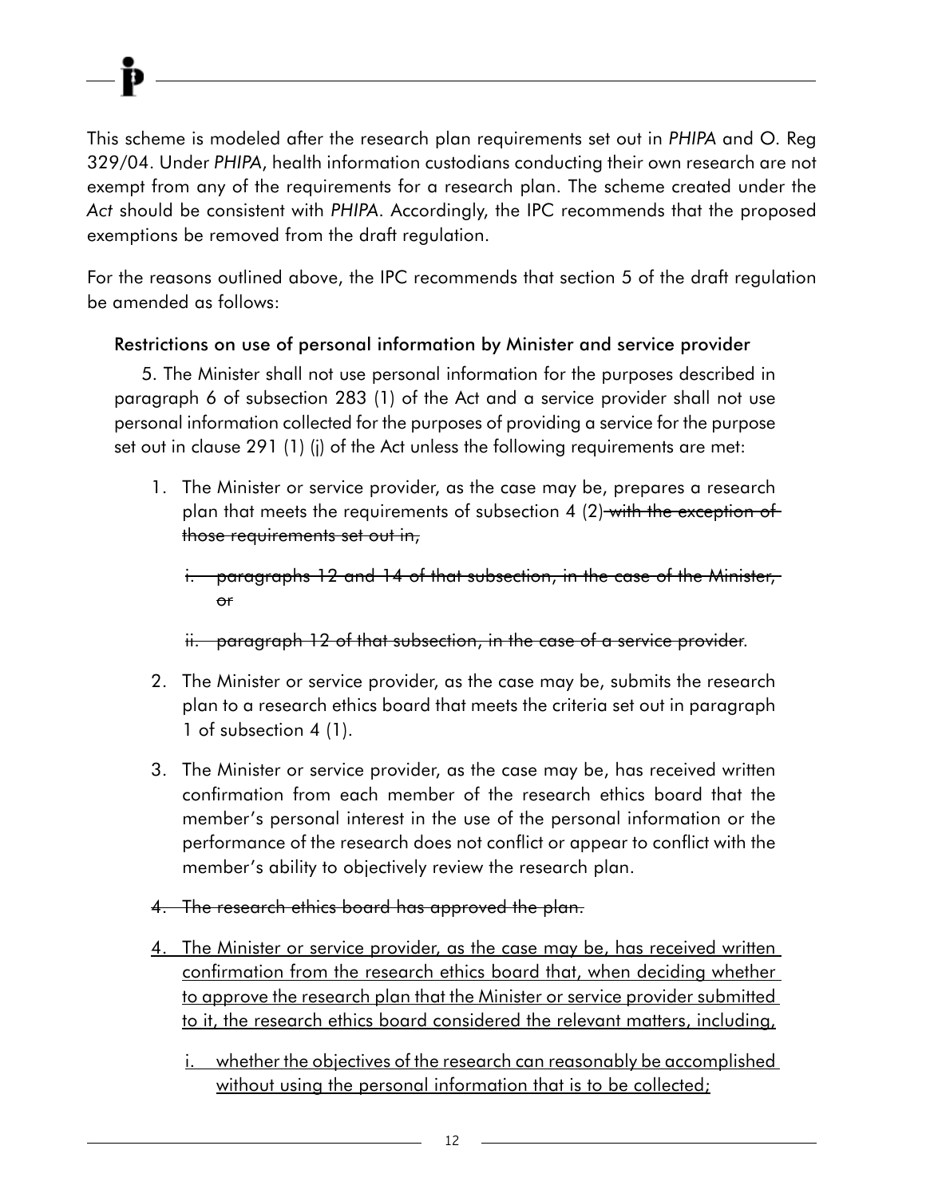This scheme is modeled after the research plan requirements set out in *PHIPA* and O. Reg 329/04. Under *PHIPA*, health information custodians conducting their own research are not exempt from any of the requirements for a research plan. The scheme created under the *Act* should be consistent with *PHIPA*. Accordingly, the IPC recommends that the proposed exemptions be removed from the draft regulation.

For the reasons outlined above, the IPC recommends that section 5 of the draft regulation be amended as follows:

**Restrictions on use of personal information by Minister and service provider**

5. The Minister shall not use personal information for the purposes described in paragraph 6 of subsection 283 (1) of the Act and a service provider shall not use personal information collected for the purposes of providing a service for the purpose set out in clause 291 (1) (j) of the Act unless the following requirements are met:

1. The Minister or service provider, as the case may be, prepares a research plan that meets the requirements of subsection 4 (2)~~ with the exception of those requirements set out in,~~

   ~~i. paragraphs 12 and 14 of that subsection, in the case of the Minister, or~~

   ~~ii. paragraph 12 of that subsection, in the case of a service provider~~.

2. The Minister or service provider, as the case may be, submits the research plan to a research ethics board that meets the criteria set out in paragraph 1 of subsection 4 (1).

3. The Minister or service provider, as the case may be, has received written confirmation from each member of the research ethics board that the member's personal interest in the use of the personal information or the performance of the research does not conflict or appear to conflict with the member's ability to objectively review the research plan.

~~4. The research ethics board has approved the plan.~~

<u>4. The Minister or service provider, as the case may be, has received written confirmation from the research ethics board that, when deciding whether to approve the research plan that the Minister or service provider submitted to it, the research ethics board considered the relevant matters, including,</u>

   <u>i. whether the objectives of the research can reasonably be accomplished without using the personal information that is to be collected;</u>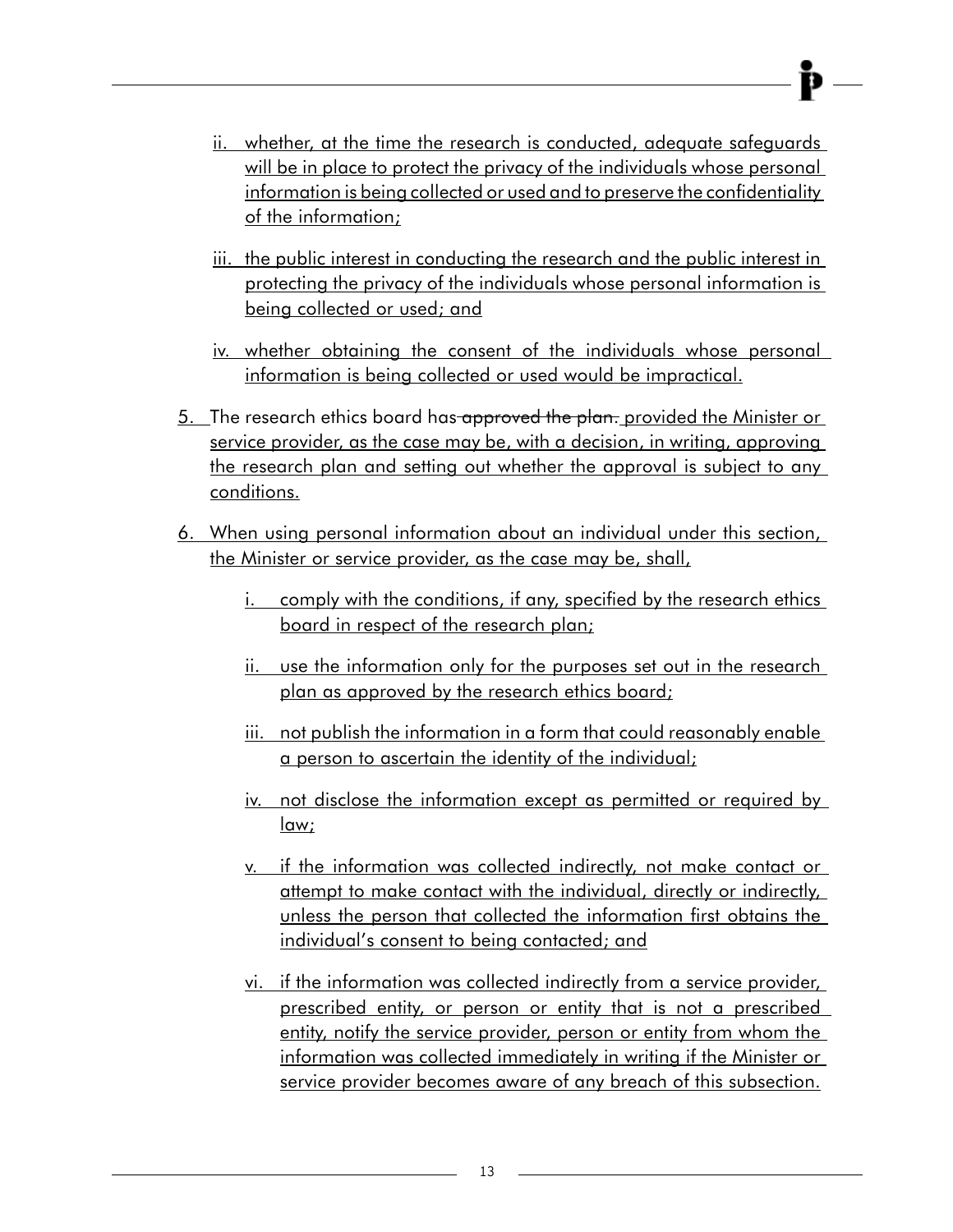ii. whether, at the time the research is conducted, adequate safeguards will be in place to protect the privacy of the individuals whose personal information is being collected or used and to preserve the confidentiality of the information;

iii. the public interest in conducting the research and the public interest in protecting the privacy of the individuals whose personal information is being collected or used; and

iv. whether obtaining the consent of the individuals whose personal information is being collected or used would be impractical.

5. The research ethics board has ~~approved the plan.~~ provided the Minister or service provider, as the case may be, with a decision, in writing, approving the research plan and setting out whether the approval is subject to any conditions.

6. When using personal information about an individual under this section, the Minister or service provider, as the case may be, shall,

   i. comply with the conditions, if any, specified by the research ethics board in respect of the research plan;

   ii. use the information only for the purposes set out in the research plan as approved by the research ethics board;

   iii. not publish the information in a form that could reasonably enable a person to ascertain the identity of the individual;

   iv. not disclose the information except as permitted or required by law;

   v. if the information was collected indirectly, not make contact or attempt to make contact with the individual, directly or indirectly, unless the person that collected the information first obtains the individual's consent to being contacted; and

   vi. if the information was collected indirectly from a service provider, prescribed entity, or person or entity that is not a prescribed entity, notify the service provider, person or entity from whom the information was collected immediately in writing if the Minister or service provider becomes aware of any breach of this subsection.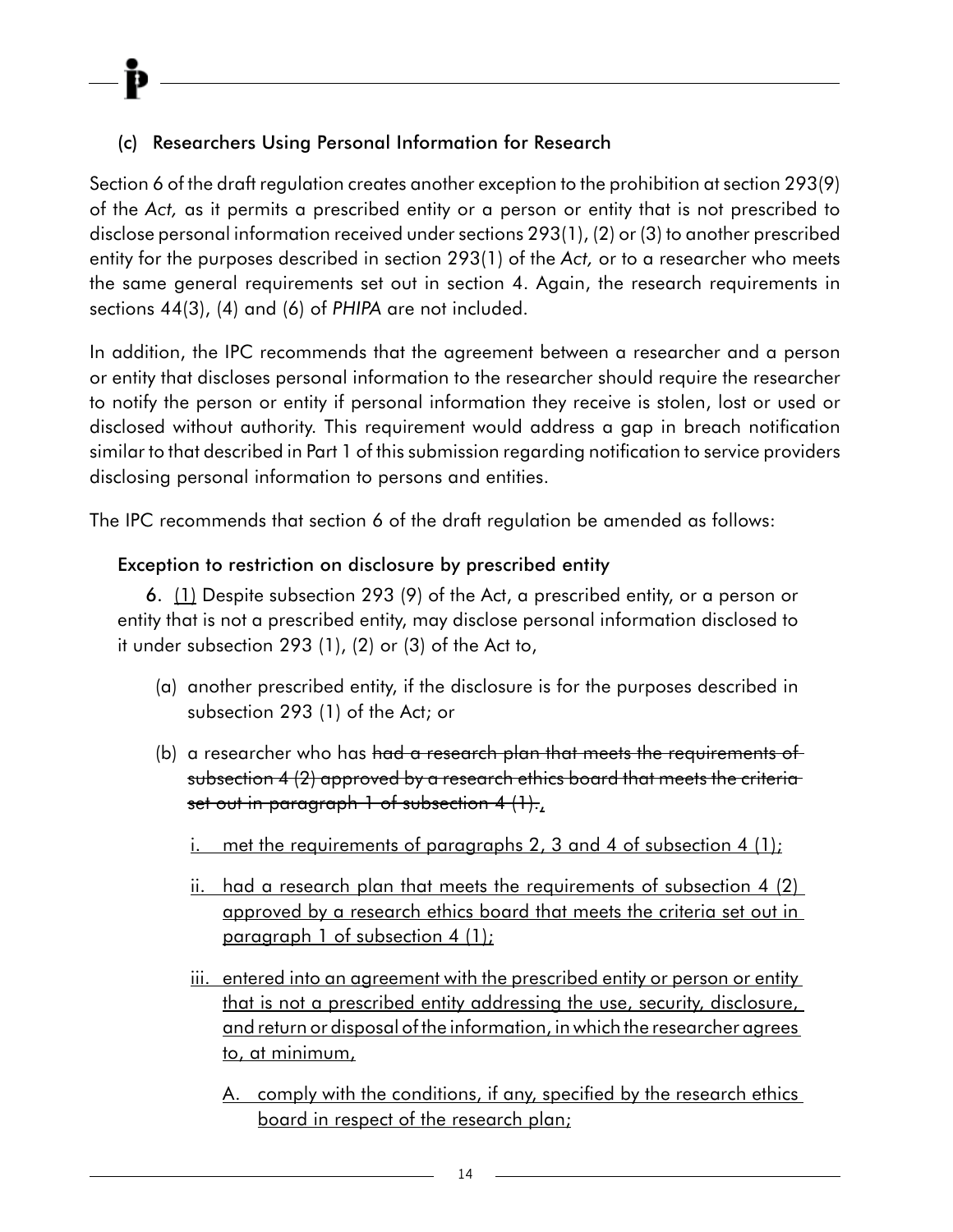### (c) Researchers Using Personal Information for Research

Section 6 of the draft regulation creates another exception to the prohibition at section 293(9) of the *Act,* as it permits a prescribed entity or a person or entity that is not prescribed to disclose personal information received under sections 293(1), (2) or (3) to another prescribed entity for the purposes described in section 293(1) of the *Act,* or to a researcher who meets the same general requirements set out in section 4. Again, the research requirements in sections 44(3), (4) and (6) of *PHIPA* are not included.

In addition, the IPC recommends that the agreement between a researcher and a person or entity that discloses personal information to the researcher should require the researcher to notify the person or entity if personal information they receive is stolen, lost or used or disclosed without authority. This requirement would address a gap in breach notification similar to that described in Part 1 of this submission regarding notification to service providers disclosing personal information to persons and entities.

The IPC recommends that section 6 of the draft regulation be amended as follows:

#### Exception to restriction on disclosure by prescribed entity

**6.** <u>(1)</u> Despite subsection 293 (9) of the Act, a prescribed entity, or a person or entity that is not a prescribed entity, may disclose personal information disclosed to it under subsection 293 (1), (2) or (3) of the Act to,

- (a) another prescribed entity, if the disclosure is for the purposes described in subsection 293 (1) of the Act; or
- (b) a researcher who has ~~had a research plan that meets the requirements of subsection 4 (2) approved by a research ethics board that meets the criteria set out in paragraph 1 of subsection 4 (1).~~<u>,</u>
  - <u>i. met the requirements of paragraphs 2, 3 and 4 of subsection 4 (1);</u>
  - <u>ii. had a research plan that meets the requirements of subsection 4 (2) approved by a research ethics board that meets the criteria set out in paragraph 1 of subsection 4 (1);</u>
  - <u>iii. entered into an agreement with the prescribed entity or person or entity that is not a prescribed entity addressing the use, security, disclosure, and return or disposal of the information, in which the researcher agrees to, at minimum,</u>
    - <u>A. comply with the conditions, if any, specified by the research ethics board in respect of the research plan;</u>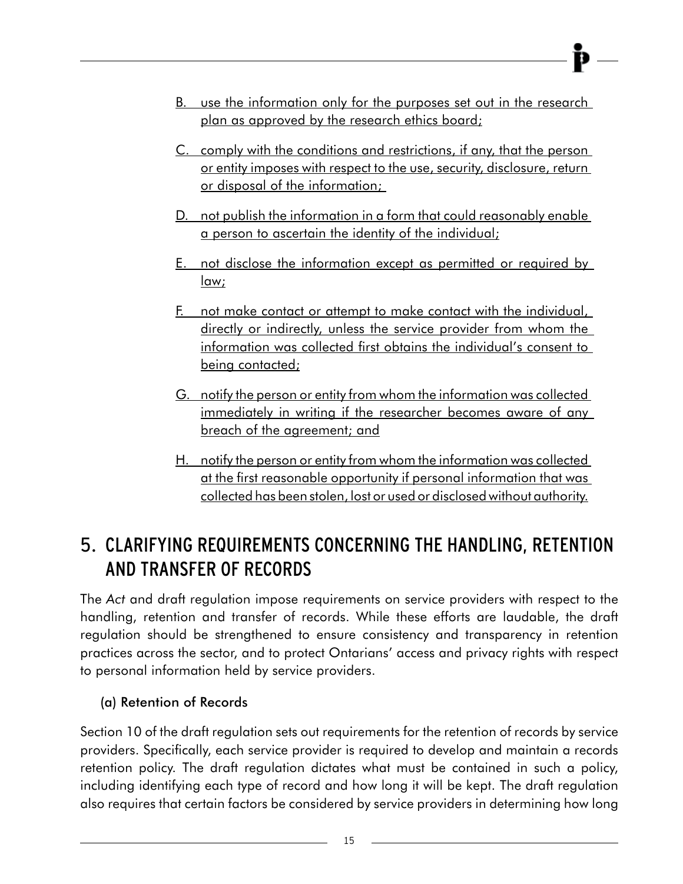B. use the information only for the purposes set out in the research plan as approved by the research ethics board;

C. comply with the conditions and restrictions, if any, that the person or entity imposes with respect to the use, security, disclosure, return or disposal of the information;

D. not publish the information in a form that could reasonably enable a person to ascertain the identity of the individual;

E. not disclose the information except as permitted or required by law;

F. not make contact or attempt to make contact with the individual, directly or indirectly, unless the service provider from whom the information was collected first obtains the individual's consent to being contacted;

G. notify the person or entity from whom the information was collected immediately in writing if the researcher becomes aware of any breach of the agreement; and

H. notify the person or entity from whom the information was collected at the first reasonable opportunity if personal information that was collected has been stolen, lost or used or disclosed without authority.

# 5. CLARIFYING REQUIREMENTS CONCERNING THE HANDLING, RETENTION AND TRANSFER OF RECORDS

The *Act* and draft regulation impose requirements on service providers with respect to the handling, retention and transfer of records. While these efforts are laudable, the draft regulation should be strengthened to ensure consistency and transparency in retention practices across the sector, and to protect Ontarians' access and privacy rights with respect to personal information held by service providers.

## (a) Retention of Records

Section 10 of the draft regulation sets out requirements for the retention of records by service providers. Specifically, each service provider is required to develop and maintain a records retention policy. The draft regulation dictates what must be contained in such a policy, including identifying each type of record and how long it will be kept. The draft regulation also requires that certain factors be considered by service providers in determining how long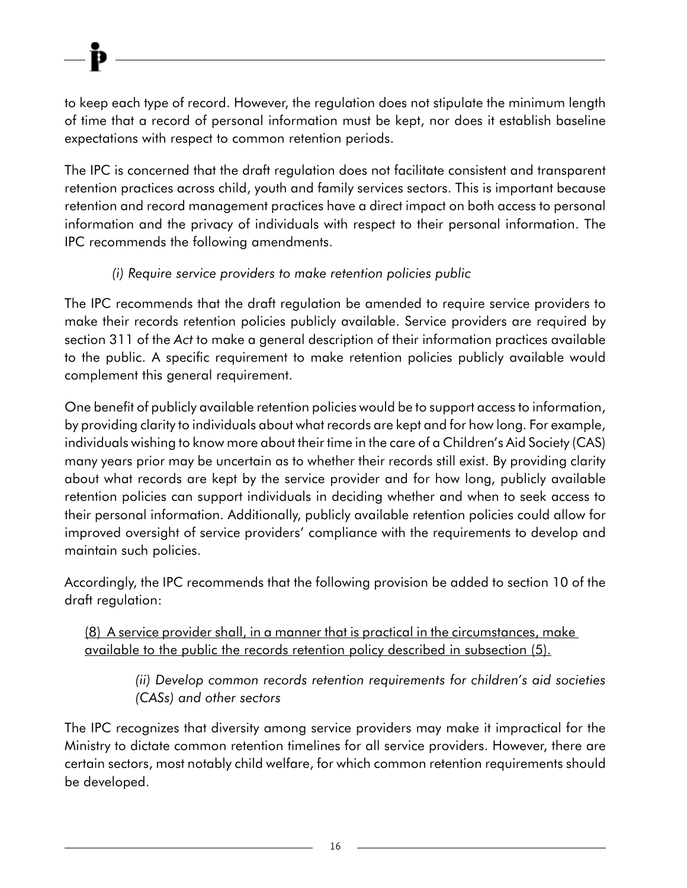to keep each type of record. However, the regulation does not stipulate the minimum length of time that a record of personal information must be kept, nor does it establish baseline expectations with respect to common retention periods.

The IPC is concerned that the draft regulation does not facilitate consistent and transparent retention practices across child, youth and family services sectors. This is important because retention and record management practices have a direct impact on both access to personal information and the privacy of individuals with respect to their personal information. The IPC recommends the following amendments.

*(i) Require service providers to make retention policies public*

The IPC recommends that the draft regulation be amended to require service providers to make their records retention policies publicly available. Service providers are required by section 311 of the *Act* to make a general description of their information practices available to the public. A specific requirement to make retention policies publicly available would complement this general requirement.

One benefit of publicly available retention policies would be to support access to information, by providing clarity to individuals about what records are kept and for how long. For example, individuals wishing to know more about their time in the care of a Children's Aid Society (CAS) many years prior may be uncertain as to whether their records still exist. By providing clarity about what records are kept by the service provider and for how long, publicly available retention policies can support individuals in deciding whether and when to seek access to their personal information. Additionally, publicly available retention policies could allow for improved oversight of service providers' compliance with the requirements to develop and maintain such policies.

Accordingly, the IPC recommends that the following provision be added to section 10 of the draft regulation:

<u>(8) A service provider shall, in a manner that is practical in the circumstances, make available to the public the records retention policy described in subsection (5).</u>

*(ii) Develop common records retention requirements for children's aid societies (CASs) and other sectors*

The IPC recognizes that diversity among service providers may make it impractical for the Ministry to dictate common retention timelines for all service providers. However, there are certain sectors, most notably child welfare, for which common retention requirements should be developed.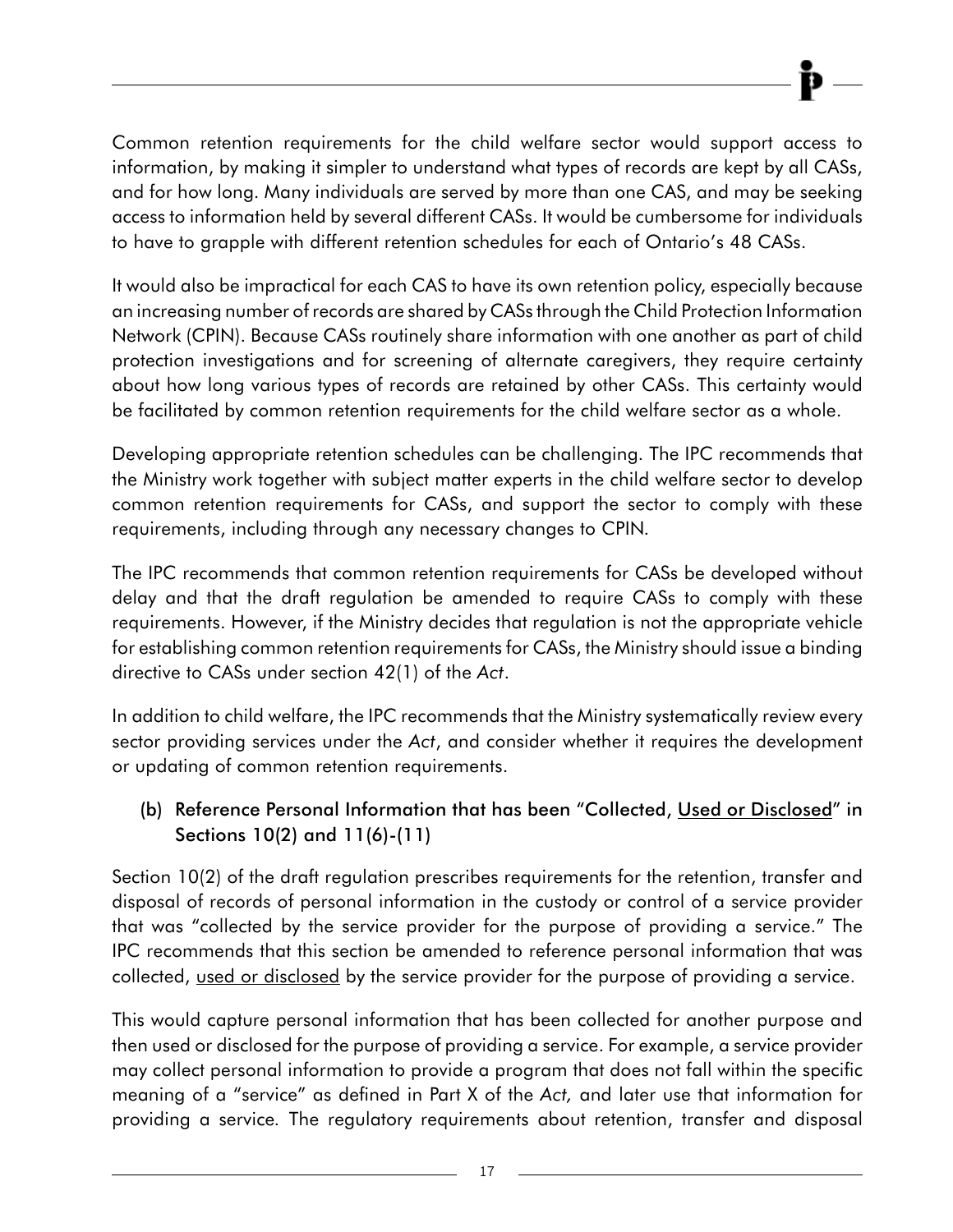Common retention requirements for the child welfare sector would support access to information, by making it simpler to understand what types of records are kept by all CASs, and for how long. Many individuals are served by more than one CAS, and may be seeking access to information held by several different CASs. It would be cumbersome for individuals to have to grapple with different retention schedules for each of Ontario's 48 CASs.

It would also be impractical for each CAS to have its own retention policy, especially because an increasing number of records are shared by CASs through the Child Protection Information Network (CPIN). Because CASs routinely share information with one another as part of child protection investigations and for screening of alternate caregivers, they require certainty about how long various types of records are retained by other CASs. This certainty would be facilitated by common retention requirements for the child welfare sector as a whole.

Developing appropriate retention schedules can be challenging. The IPC recommends that the Ministry work together with subject matter experts in the child welfare sector to develop common retention requirements for CASs, and support the sector to comply with these requirements, including through any necessary changes to CPIN.

The IPC recommends that common retention requirements for CASs be developed without delay and that the draft regulation be amended to require CASs to comply with these requirements. However, if the Ministry decides that regulation is not the appropriate vehicle for establishing common retention requirements for CASs, the Ministry should issue a binding directive to CASs under section 42(1) of the *Act*.

In addition to child welfare, the IPC recommends that the Ministry systematically review every sector providing services under the *Act*, and consider whether it requires the development or updating of common retention requirements.

### (b) Reference Personal Information that has been "Collected, <u>Used or Disclosed</u>" in Sections 10(2) and 11(6)-(11)

Section 10(2) of the draft regulation prescribes requirements for the retention, transfer and disposal of records of personal information in the custody or control of a service provider that was "collected by the service provider for the purpose of providing a service." The IPC recommends that this section be amended to reference personal information that was collected, <u>used or disclosed</u> by the service provider for the purpose of providing a service.

This would capture personal information that has been collected for another purpose and then used or disclosed for the purpose of providing a service. For example, a service provider may collect personal information to provide a program that does not fall within the specific meaning of a "service" as defined in Part X of the *Act,* and later use that information for providing a service. The regulatory requirements about retention, transfer and disposal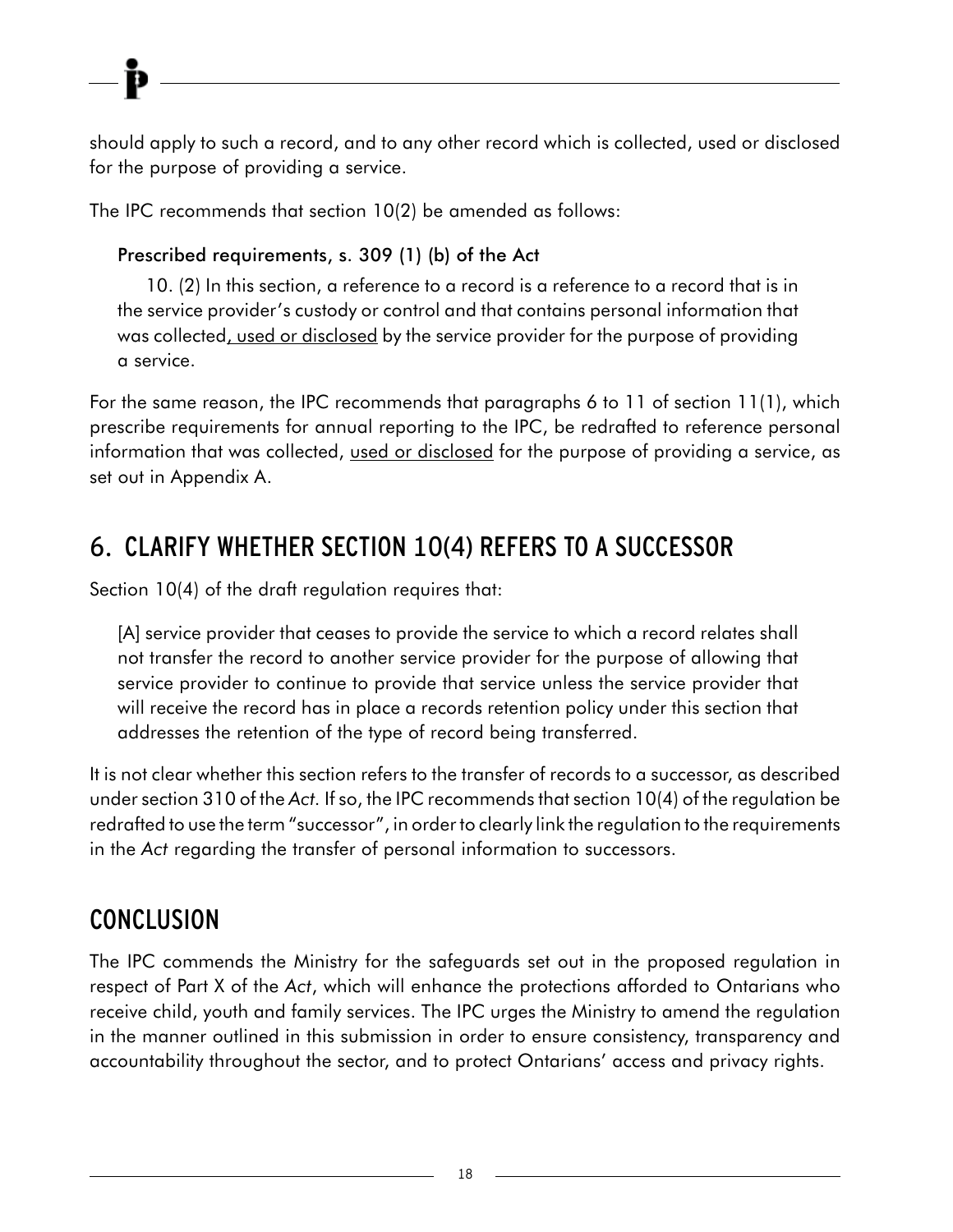should apply to such a record, and to any other record which is collected, used or disclosed for the purpose of providing a service.

The IPC recommends that section 10(2) be amended as follows:

> **Prescribed requirements, s. 309 (1) (b) of the Act**
>
> 10. (2) In this section, a reference to a record is a reference to a record that is in the service provider's custody or control and that contains personal information that was collected<u>, used or disclosed</u> by the service provider for the purpose of providing a service.

For the same reason, the IPC recommends that paragraphs 6 to 11 of section 11(1), which prescribe requirements for annual reporting to the IPC, be redrafted to reference personal information that was collected, <u>used or disclosed</u> for the purpose of providing a service, as set out in Appendix A.

## 6. CLARIFY WHETHER SECTION 10(4) REFERS TO A SUCCESSOR

Section 10(4) of the draft regulation requires that:

> [A] service provider that ceases to provide the service to which a record relates shall not transfer the record to another service provider for the purpose of allowing that service provider to continue to provide that service unless the service provider that will receive the record has in place a records retention policy under this section that addresses the retention of the type of record being transferred.

It is not clear whether this section refers to the transfer of records to a successor, as described under section 310 of the *Act*. If so, the IPC recommends that section 10(4) of the regulation be redrafted to use the term "successor", in order to clearly link the regulation to the requirements in the *Act* regarding the transfer of personal information to successors.

## CONCLUSION

The IPC commends the Ministry for the safeguards set out in the proposed regulation in respect of Part X of the *Act*, which will enhance the protections afforded to Ontarians who receive child, youth and family services. The IPC urges the Ministry to amend the regulation in the manner outlined in this submission in order to ensure consistency, transparency and accountability throughout the sector, and to protect Ontarians' access and privacy rights.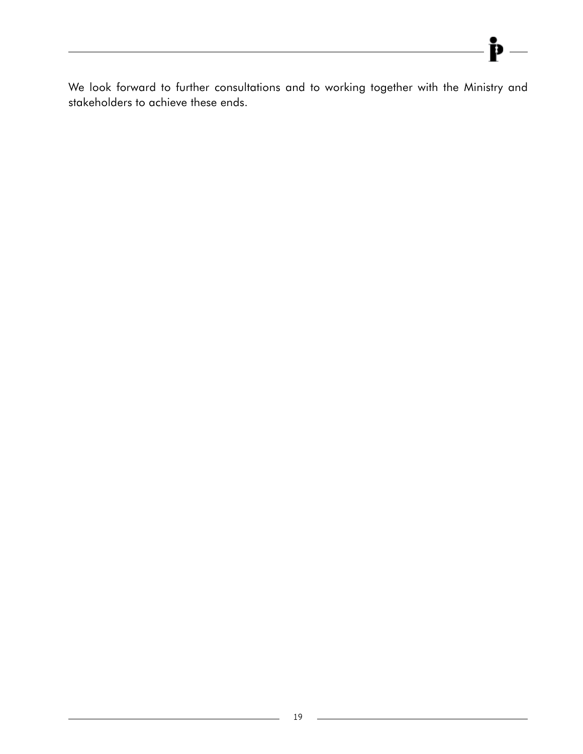We look forward to further consultations and to working together with the Ministry and stakeholders to achieve these ends.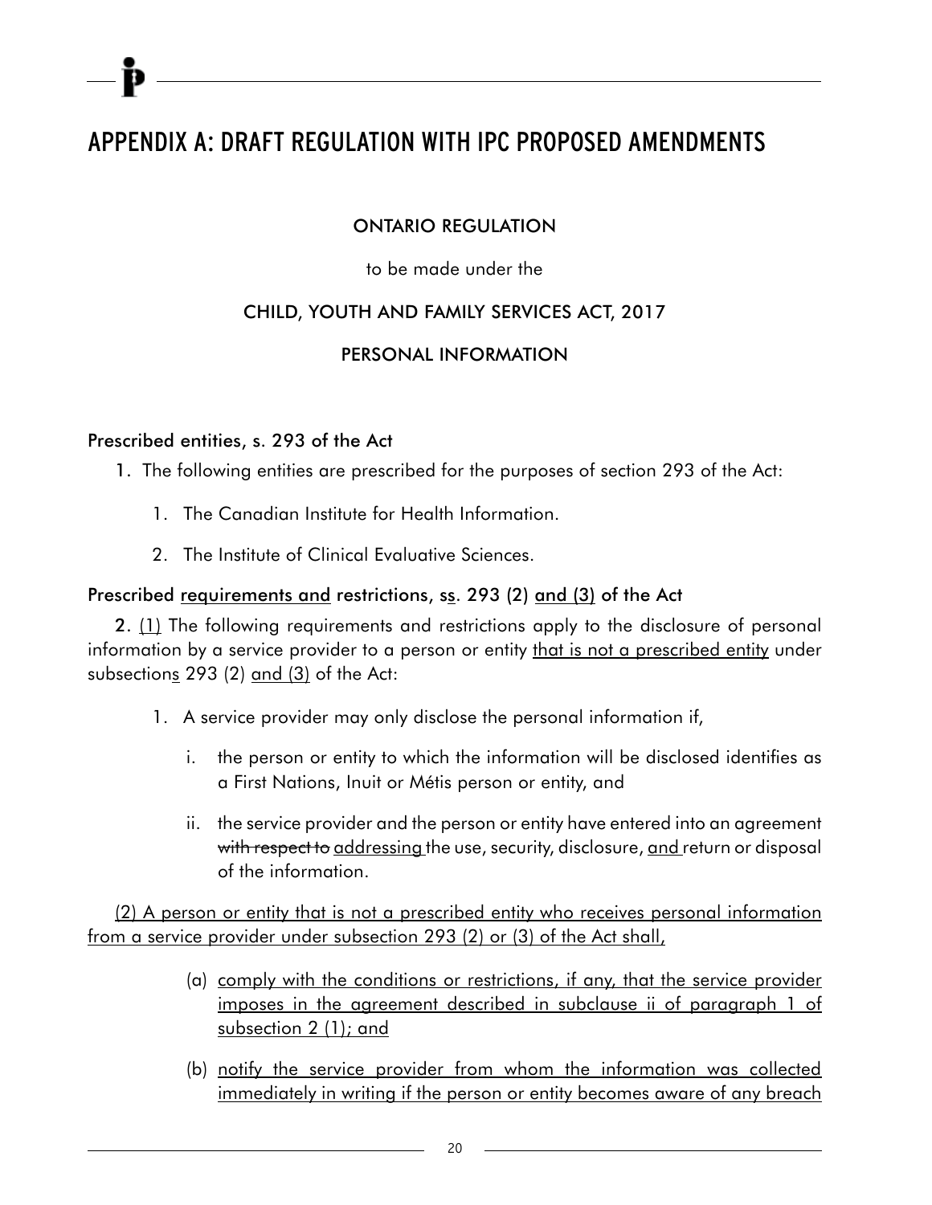# APPENDIX A: DRAFT REGULATION WITH IPC PROPOSED AMENDMENTS

ONTARIO REGULATION

to be made under the

CHILD, YOUTH AND FAMILY SERVICES ACT, 2017

PERSONAL INFORMATION

### Prescribed entities, s. 293 of the Act

**1.** The following entities are prescribed for the purposes of section 293 of the Act:

1. The Canadian Institute for Health Information.
2. The Institute of Clinical Evaluative Sciences.

### Prescribed <u>requirements and</u> restrictions, s<u>s</u>. 293 (2) <u>and (3)</u> of the Act

**2.** <u>(1)</u> The following requirements and restrictions apply to the disclosure of personal information by a service provider to a person or entity <u>that is not a prescribed entity</u> under subsection<u>s</u> 293 (2) <u>and (3)</u> of the Act:

1. A service provider may only disclose the personal information if,
   1. the person or entity to which the information will be disclosed identifies as a First Nations, Inuit or Métis person or entity, and
   2. the service provider and the person or entity have entered into an agreement ~~with respect to~~ <u>addressing</u> the use, security, disclosure, <u>and</u> return or disposal of the information.

<u>(2) A person or entity that is not a prescribed entity who receives personal information from a service provider under subsection 293 (2) or (3) of the Act shall,</u>

(a) <u>comply with the conditions or restrictions, if any, that the service provider imposes in the agreement described in subclause ii of paragraph 1 of subsection 2 (1); and</u>

(b) <u>notify the service provider from whom the information was collected immediately in writing if the person or entity becomes aware of any breach</u>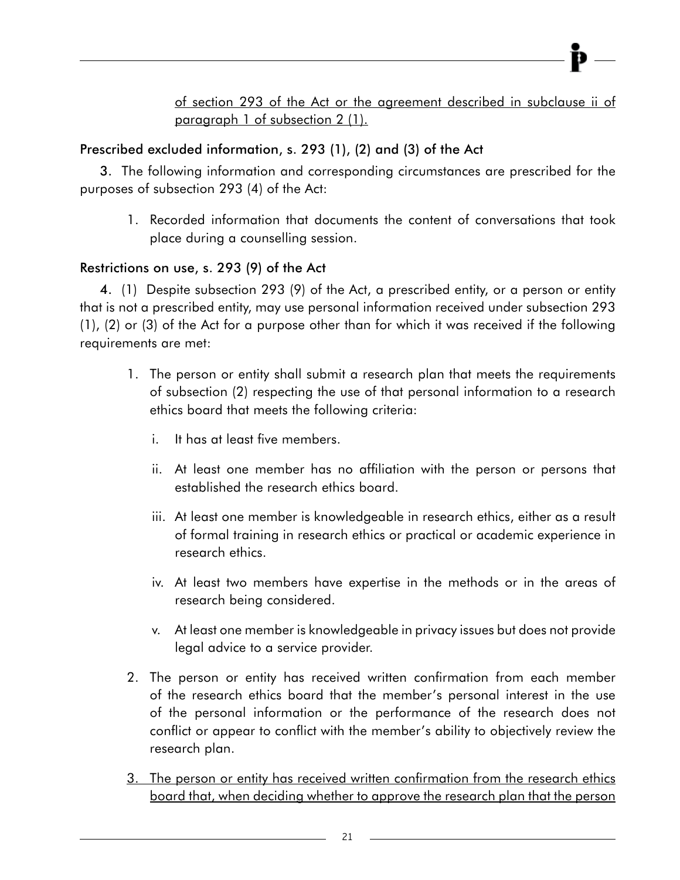of section 293 of the Act or the agreement described in subclause ii of paragraph 1 of subsection 2 (1).

### Prescribed excluded information, s. 293 (1), (2) and (3) of the Act

**3.** The following information and corresponding circumstances are prescribed for the purposes of subsection 293 (4) of the Act:

1. Recorded information that documents the content of conversations that took place during a counselling session.

### Restrictions on use, s. 293 (9) of the Act

**4.** (1) Despite subsection 293 (9) of the Act, a prescribed entity, or a person or entity that is not a prescribed entity, may use personal information received under subsection 293 (1), (2) or (3) of the Act for a purpose other than for which it was received if the following requirements are met:

1. The person or entity shall submit a research plan that meets the requirements of subsection (2) respecting the use of that personal information to a research ethics board that meets the following criteria:
   i. It has at least five members.
   ii. At least one member has no affiliation with the person or persons that established the research ethics board.
   iii. At least one member is knowledgeable in research ethics, either as a result of formal training in research ethics or practical or academic experience in research ethics.
   iv. At least two members have expertise in the methods or in the areas of research being considered.
   v. At least one member is knowledgeable in privacy issues but does not provide legal advice to a service provider.
2. The person or entity has received written confirmation from each member of the research ethics board that the member's personal interest in the use of the personal information or the performance of the research does not conflict or appear to conflict with the member's ability to objectively review the research plan.
3. The person or entity has received written confirmation from the research ethics board that, when deciding whether to approve the research plan that the person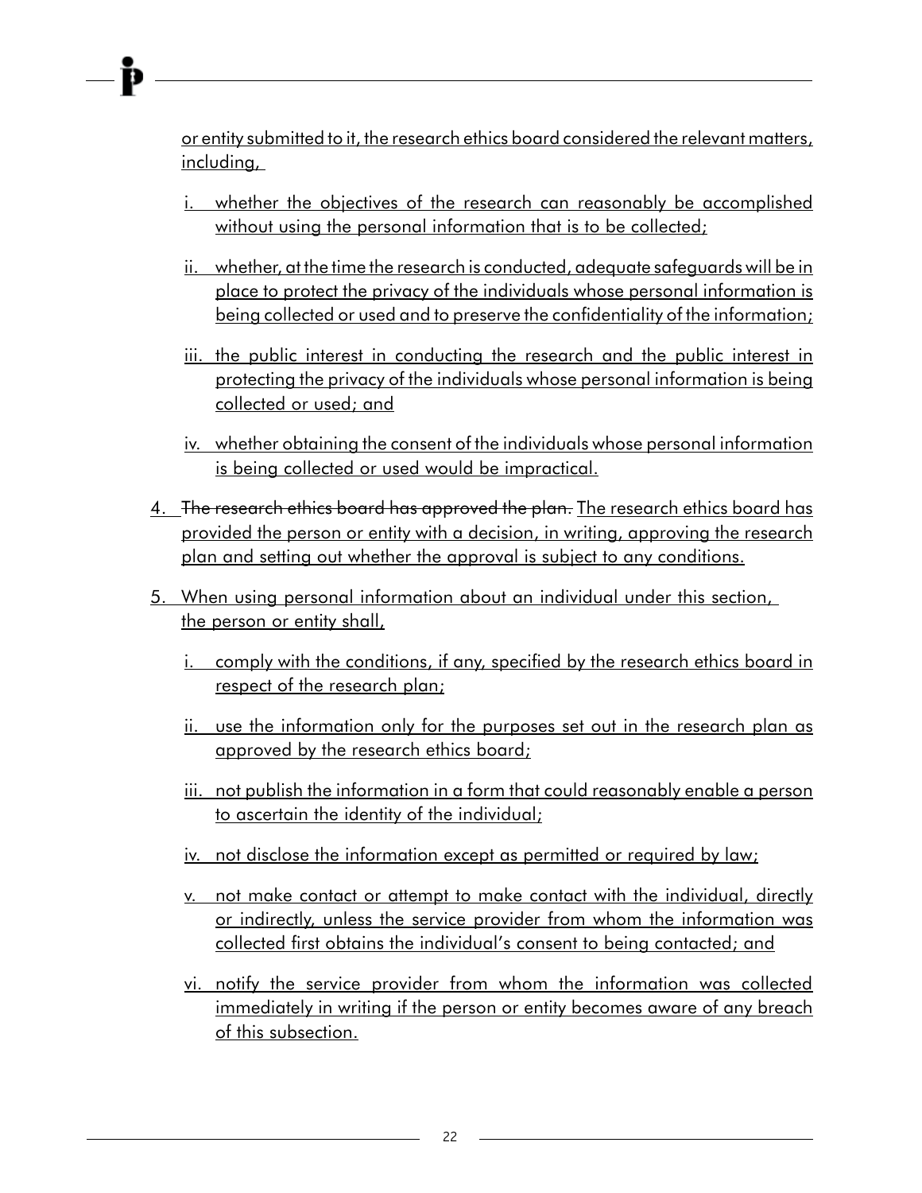<u>or entity submitted to it, the research ethics board considered the relevant matters, including,</u>

i. <u>whether the objectives of the research can reasonably be accomplished without using the personal information that is to be collected;</u>

ii. <u>whether, at the time the research is conducted, adequate safeguards will be in place to protect the privacy of the individuals whose personal information is being collected or used and to preserve the confidentiality of the information;</u>

iii. <u>the public interest in conducting the research and the public interest in protecting the privacy of the individuals whose personal information is being collected or used; and</u>

iv. <u>whether obtaining the consent of the individuals whose personal information is being collected or used would be impractical.</u>

4. ~~The research ethics board has approved the plan.~~ <u>The research ethics board has provided the person or entity with a decision, in writing, approving the research plan and setting out whether the approval is subject to any conditions.</u>

5. <u>When using personal information about an individual under this section, the person or entity shall,</u>

   i. <u>comply with the conditions, if any, specified by the research ethics board in respect of the research plan;</u>

   ii. <u>use the information only for the purposes set out in the research plan as approved by the research ethics board;</u>

   iii. <u>not publish the information in a form that could reasonably enable a person to ascertain the identity of the individual;</u>

   iv. <u>not disclose the information except as permitted or required by law;</u>

   v. <u>not make contact or attempt to make contact with the individual, directly or indirectly, unless the service provider from whom the information was collected first obtains the individual's consent to being contacted; and</u>

   vi. <u>notify the service provider from whom the information was collected immediately in writing if the person or entity becomes aware of any breach of this subsection.</u>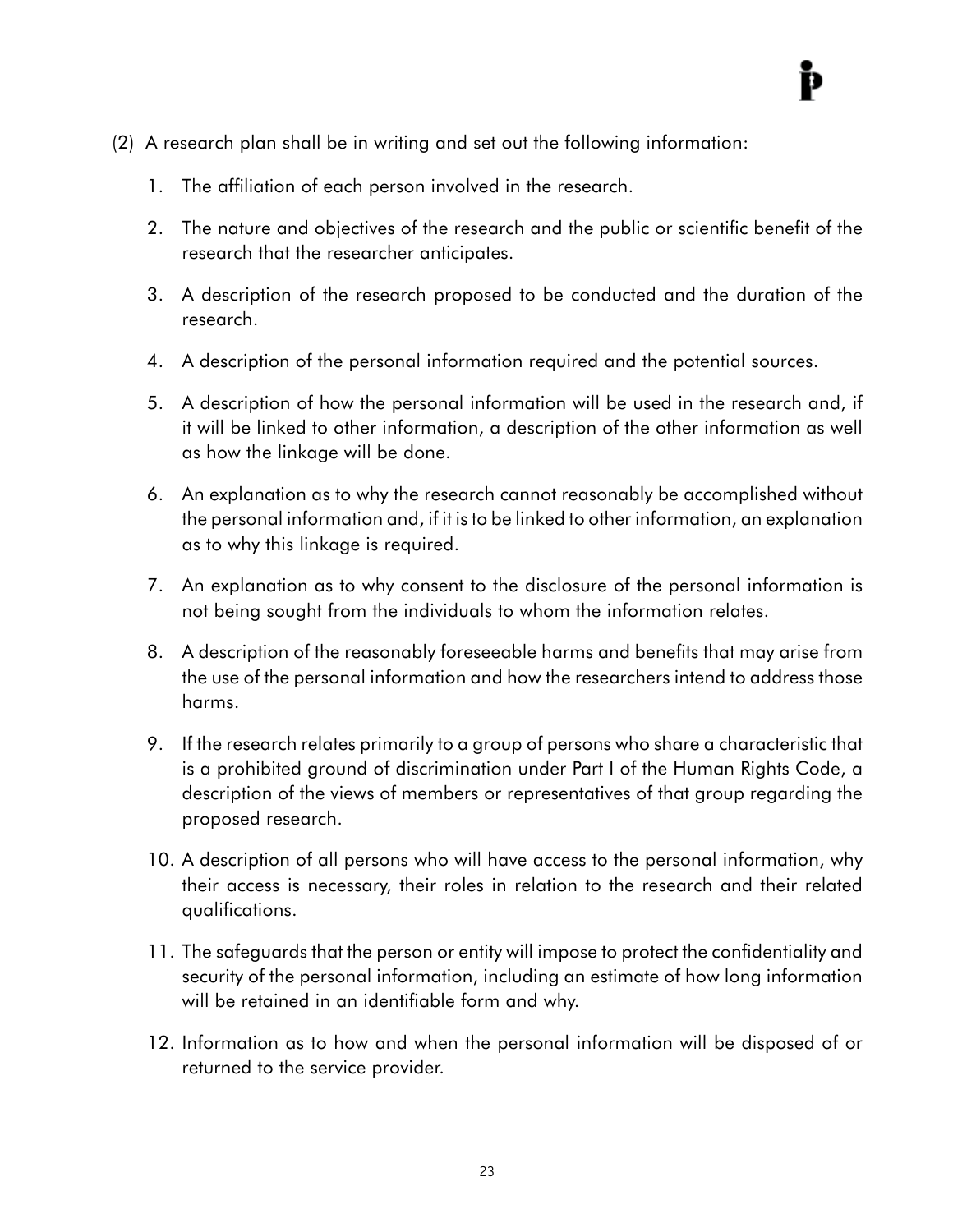(2) A research plan shall be in writing and set out the following information:

1. The affiliation of each person involved in the research.
2. The nature and objectives of the research and the public or scientific benefit of the research that the researcher anticipates.
3. A description of the research proposed to be conducted and the duration of the research.
4. A description of the personal information required and the potential sources.
5. A description of how the personal information will be used in the research and, if it will be linked to other information, a description of the other information as well as how the linkage will be done.
6. An explanation as to why the research cannot reasonably be accomplished without the personal information and, if it is to be linked to other information, an explanation as to why this linkage is required.
7. An explanation as to why consent to the disclosure of the personal information is not being sought from the individuals to whom the information relates.
8. A description of the reasonably foreseeable harms and benefits that may arise from the use of the personal information and how the researchers intend to address those harms.
9. If the research relates primarily to a group of persons who share a characteristic that is a prohibited ground of discrimination under Part I of the Human Rights Code, a description of the views of members or representatives of that group regarding the proposed research.
10. A description of all persons who will have access to the personal information, why their access is necessary, their roles in relation to the research and their related qualifications.
11. The safeguards that the person or entity will impose to protect the confidentiality and security of the personal information, including an estimate of how long information will be retained in an identifiable form and why.
12. Information as to how and when the personal information will be disposed of or returned to the service provider.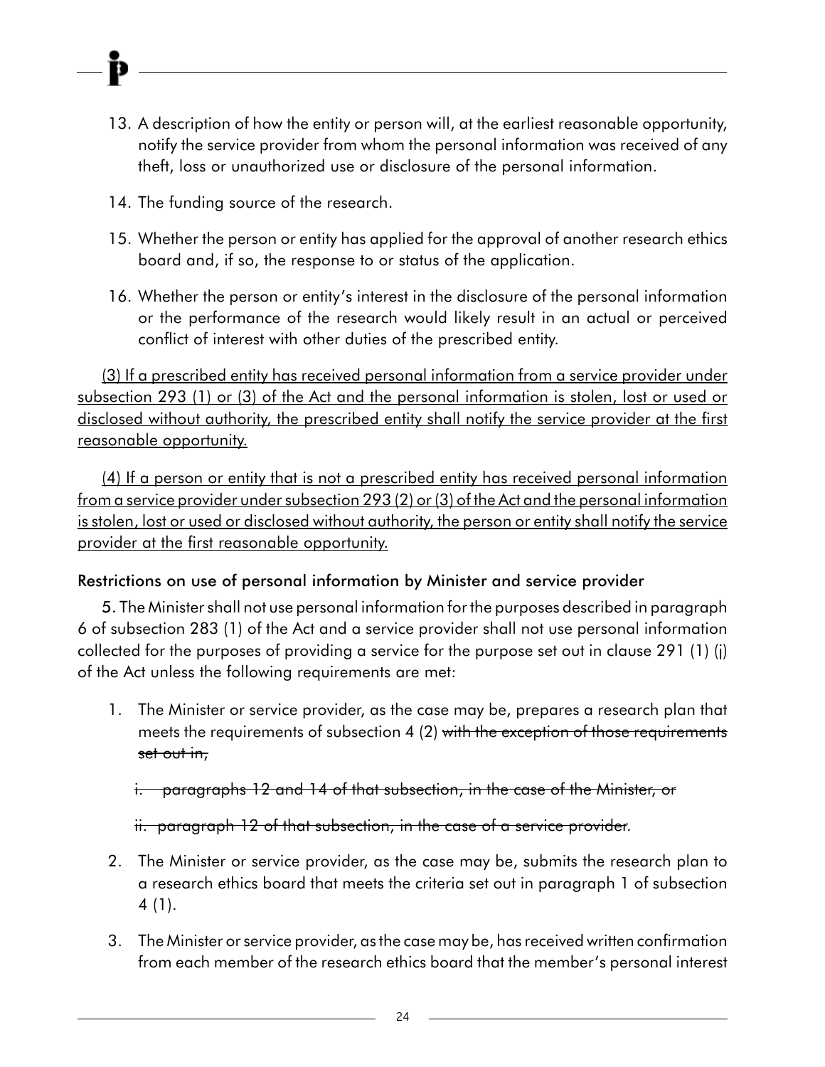13. A description of how the entity or person will, at the earliest reasonable opportunity, notify the service provider from whom the personal information was received of any theft, loss or unauthorized use or disclosure of the personal information.

14. The funding source of the research.

15. Whether the person or entity has applied for the approval of another research ethics board and, if so, the response to or status of the application.

16. Whether the person or entity's interest in the disclosure of the personal information or the performance of the research would likely result in an actual or perceived conflict of interest with other duties of the prescribed entity.

<u>(3) If a prescribed entity has received personal information from a service provider under subsection 293 (1) or (3) of the Act and the personal information is stolen, lost or used or disclosed without authority, the prescribed entity shall notify the service provider at the first reasonable opportunity.</u>

<u>(4) If a person or entity that is not a prescribed entity has received personal information from a service provider under subsection 293 (2) or (3) of the Act and the personal information is stolen, lost or used or disclosed without authority, the person or entity shall notify the service provider at the first reasonable opportunity.</u>

### Restrictions on use of personal information by Minister and service provider

**5.** The Minister shall not use personal information for the purposes described in paragraph 6 of subsection 283 (1) of the Act and a service provider shall not use personal information collected for the purposes of providing a service for the purpose set out in clause 291 (1) (j) of the Act unless the following requirements are met:

1. The Minister or service provider, as the case may be, prepares a research plan that meets the requirements of subsection 4 (2) ~~with the exception of those requirements set out in,~~

   ~~i. paragraphs 12 and 14 of that subsection, in the case of the Minister, or~~

   ~~ii. paragraph 12 of that subsection, in the case of a service provider~~.

2. The Minister or service provider, as the case may be, submits the research plan to a research ethics board that meets the criteria set out in paragraph 1 of subsection 4 (1).

3. The Minister or service provider, as the case may be, has received written confirmation from each member of the research ethics board that the member's personal interest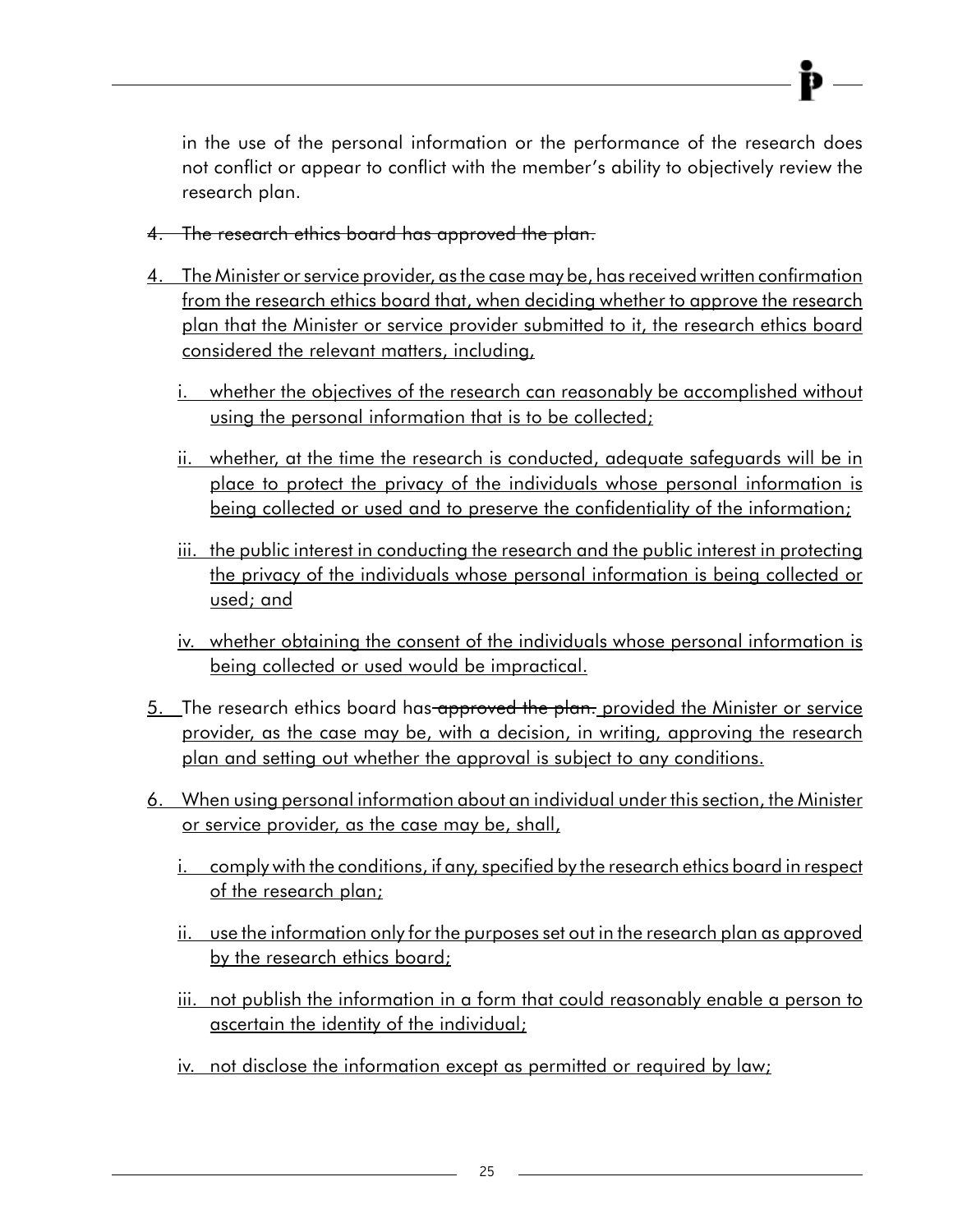in the use of the personal information or the performance of the research does not conflict or appear to conflict with the member's ability to objectively review the research plan.

~~4. The research ethics board has approved the plan.~~

<u>4. The Minister or service provider, as the case may be, has received written confirmation from the research ethics board that, when deciding whether to approve the research plan that the Minister or service provider submitted to it, the research ethics board considered the relevant matters, including,</u>

<u>i. whether the objectives of the research can reasonably be accomplished without using the personal information that is to be collected;</u>

<u>ii. whether, at the time the research is conducted, adequate safeguards will be in place to protect the privacy of the individuals whose personal information is being collected or used and to preserve the confidentiality of the information;</u>

<u>iii. the public interest in conducting the research and the public interest in protecting the privacy of the individuals whose personal information is being collected or used; and</u>

<u>iv. whether obtaining the consent of the individuals whose personal information is being collected or used would be impractical.</u>

<u>5.</u> The research ethics board has ~~approved the plan.~~ <u>provided the Minister or service provider, as the case may be, with a decision, in writing, approving the research plan and setting out whether the approval is subject to any conditions.</u>

<u>6. When using personal information about an individual under this section, the Minister or service provider, as the case may be, shall,</u>

<u>i. comply with the conditions, if any, specified by the research ethics board in respect of the research plan;</u>

<u>ii. use the information only for the purposes set out in the research plan as approved by the research ethics board;</u>

<u>iii. not publish the information in a form that could reasonably enable a person to ascertain the identity of the individual;</u>

<u>iv. not disclose the information except as permitted or required by law;</u>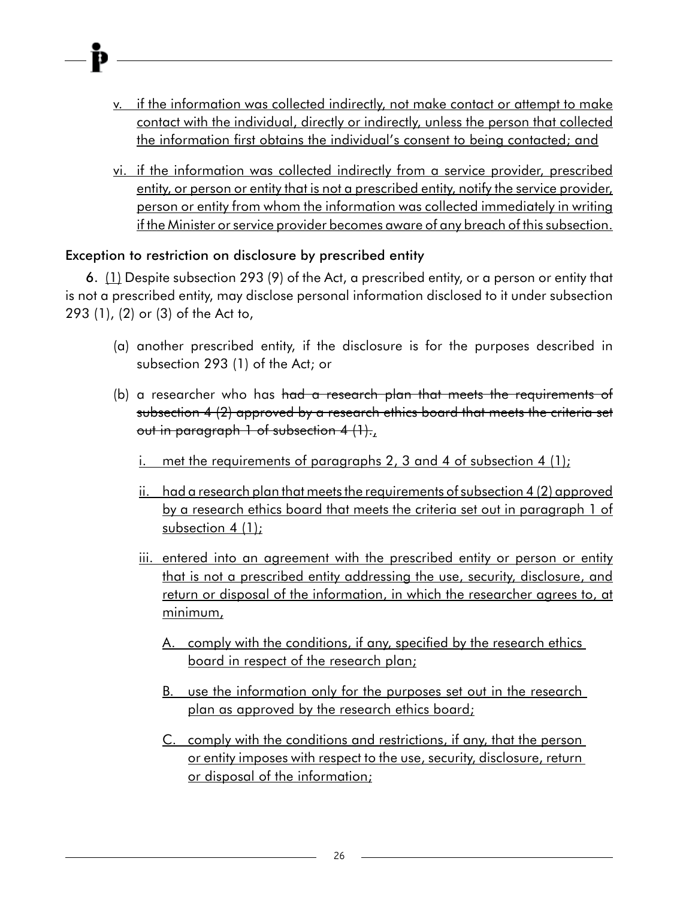v. if the information was collected indirectly, not make contact or attempt to make contact with the individual, directly or indirectly, unless the person that collected the information first obtains the individual's consent to being contacted; and

vi. if the information was collected indirectly from a service provider, prescribed entity, or person or entity that is not a prescribed entity, notify the service provider, person or entity from whom the information was collected immediately in writing if the Minister or service provider becomes aware of any breach of this subsection.

### Exception to restriction on disclosure by prescribed entity

**6.** (1) Despite subsection 293 (9) of the Act, a prescribed entity, or a person or entity that is not a prescribed entity, may disclose personal information disclosed to it under subsection 293 (1), (2) or (3) of the Act to,

(a) another prescribed entity, if the disclosure is for the purposes described in subsection 293 (1) of the Act; or

(b) a researcher who has ~~had a research plan that meets the requirements of subsection 4 (2) approved by a research ethics board that meets the criteria set out in paragraph 1 of subsection 4 (1).~~,

i. met the requirements of paragraphs 2, 3 and 4 of subsection 4 (1);

ii. had a research plan that meets the requirements of subsection 4 (2) approved by a research ethics board that meets the criteria set out in paragraph 1 of subsection 4 (1);

iii. entered into an agreement with the prescribed entity or person or entity that is not a prescribed entity addressing the use, security, disclosure, and return or disposal of the information, in which the researcher agrees to, at minimum,

A. comply with the conditions, if any, specified by the research ethics board in respect of the research plan;

B. use the information only for the purposes set out in the research plan as approved by the research ethics board;

C. comply with the conditions and restrictions, if any, that the person or entity imposes with respect to the use, security, disclosure, return or disposal of the information;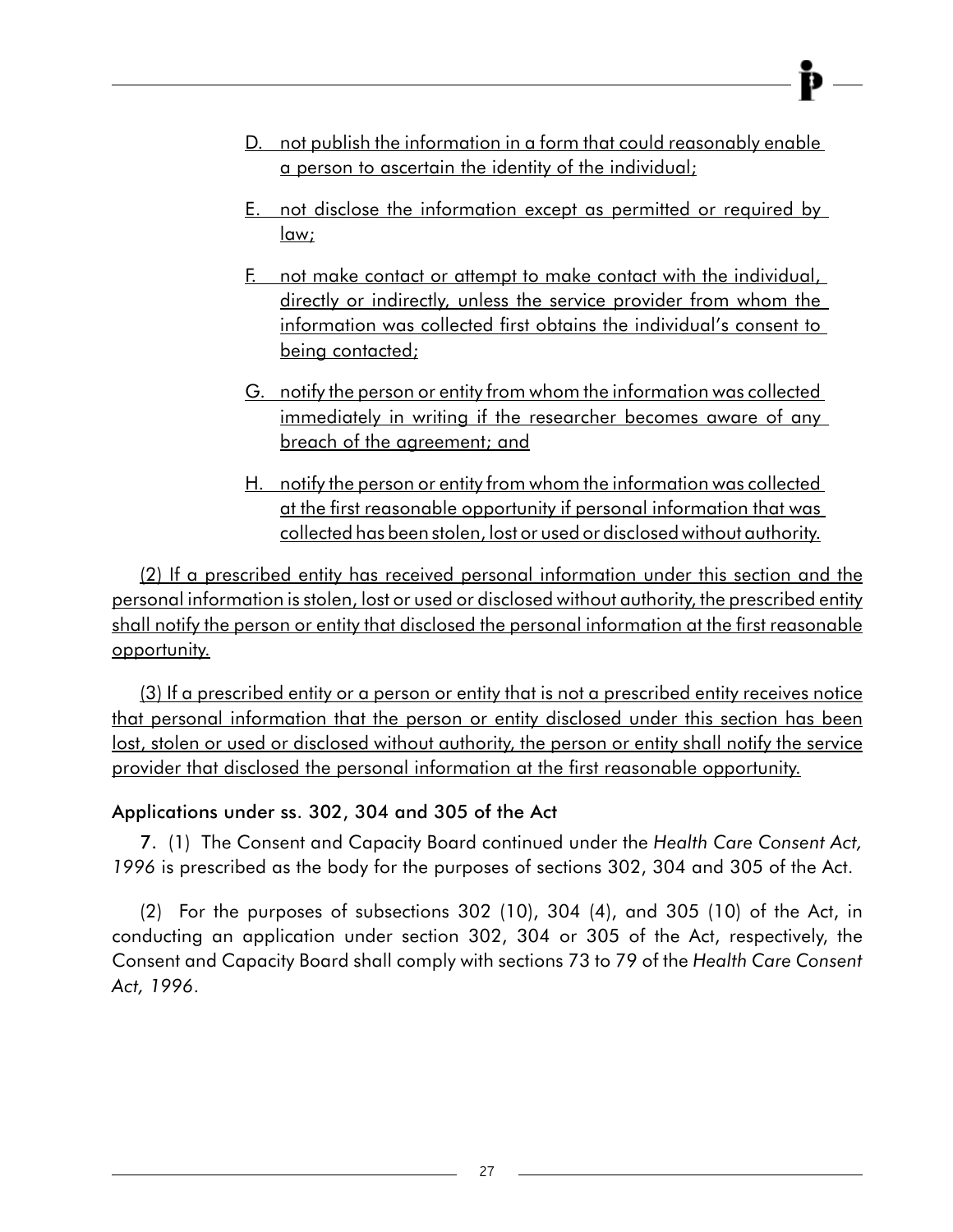D. not publish the information in a form that could reasonably enable a person to ascertain the identity of the individual;

E. not disclose the information except as permitted or required by law;

F. not make contact or attempt to make contact with the individual, directly or indirectly, unless the service provider from whom the information was collected first obtains the individual's consent to being contacted;

G. notify the person or entity from whom the information was collected immediately in writing if the researcher becomes aware of any breach of the agreement; and

H. notify the person or entity from whom the information was collected at the first reasonable opportunity if personal information that was collected has been stolen, lost or used or disclosed without authority.

(2) If a prescribed entity has received personal information under this section and the personal information is stolen, lost or used or disclosed without authority, the prescribed entity shall notify the person or entity that disclosed the personal information at the first reasonable opportunity.

(3) If a prescribed entity or a person or entity that is not a prescribed entity receives notice that personal information that the person or entity disclosed under this section has been lost, stolen or used or disclosed without authority, the person or entity shall notify the service provider that disclosed the personal information at the first reasonable opportunity.

### Applications under ss. 302, 304 and 305 of the Act

**7.** (1) The Consent and Capacity Board continued under the *Health Care Consent Act, 1996* is prescribed as the body for the purposes of sections 302, 304 and 305 of the Act.

(2) For the purposes of subsections 302 (10), 304 (4), and 305 (10) of the Act, in conducting an application under section 302, 304 or 305 of the Act, respectively, the Consent and Capacity Board shall comply with sections 73 to 79 of the *Health Care Consent Act, 1996*.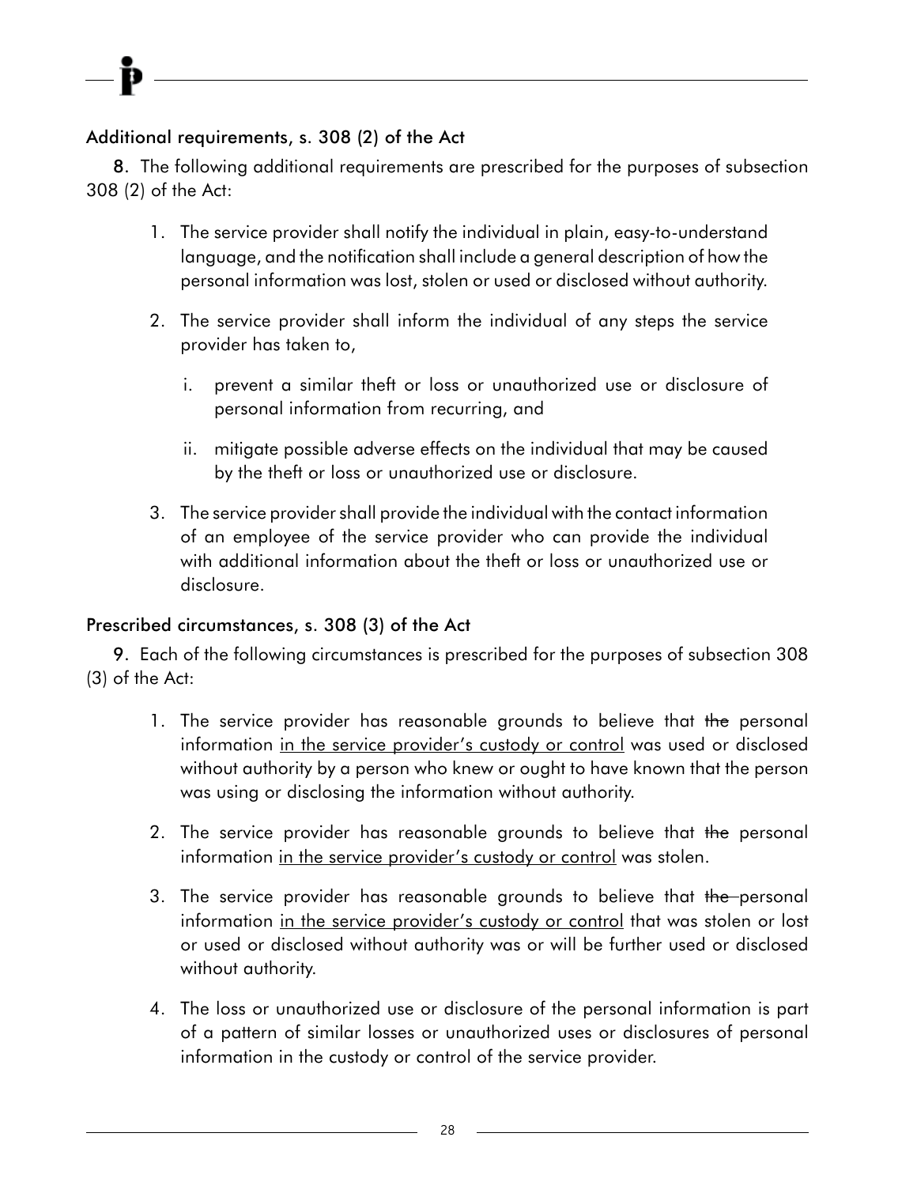**Additional requirements, s. 308 (2) of the Act**

**8.** The following additional requirements are prescribed for the purposes of subsection 308 (2) of the Act:

1. The service provider shall notify the individual in plain, easy-to-understand language, and the notification shall include a general description of how the personal information was lost, stolen or used or disclosed without authority.
2. The service provider shall inform the individual of any steps the service provider has taken to,
   - i. prevent a similar theft or loss or unauthorized use or disclosure of personal information from recurring, and
   - ii. mitigate possible adverse effects on the individual that may be caused by the theft or loss or unauthorized use or disclosure.
3. The service provider shall provide the individual with the contact information of an employee of the service provider who can provide the individual with additional information about the theft or loss or unauthorized use or disclosure.

**Prescribed circumstances, s. 308 (3) of the Act**

**9.** Each of the following circumstances is prescribed for the purposes of subsection 308 (3) of the Act:

1. The service provider has reasonable grounds to believe that ~~the~~ personal information <u>in the service provider's custody or control</u> was used or disclosed without authority by a person who knew or ought to have known that the person was using or disclosing the information without authority.
2. The service provider has reasonable grounds to believe that ~~the~~ personal information <u>in the service provider's custody or control</u> was stolen.
3. The service provider has reasonable grounds to believe that ~~the~~ personal information <u>in the service provider's custody or control</u> that was stolen or lost or used or disclosed without authority was or will be further used or disclosed without authority.
4. The loss or unauthorized use or disclosure of the personal information is part of a pattern of similar losses or unauthorized uses or disclosures of personal information in the custody or control of the service provider.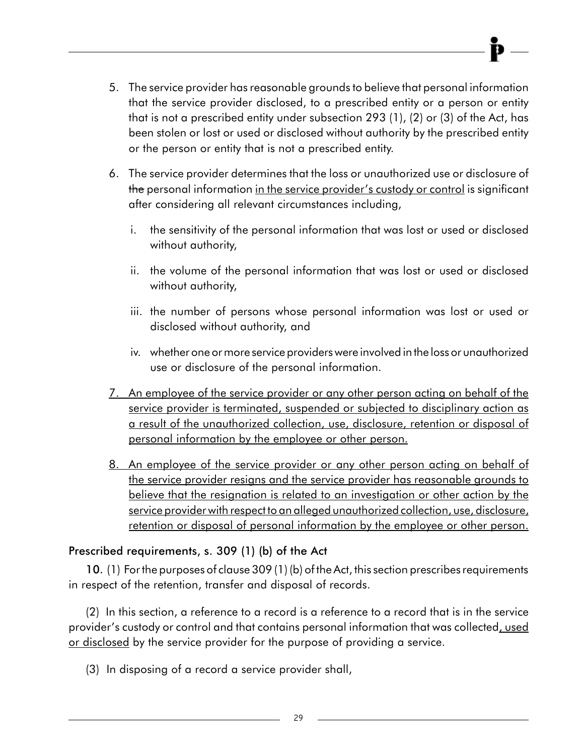5. The service provider has reasonable grounds to believe that personal information that the service provider disclosed, to a prescribed entity or a person or entity that is not a prescribed entity under subsection 293 (1), (2) or (3) of the Act, has been stolen or lost or used or disclosed without authority by the prescribed entity or the person or entity that is not a prescribed entity.

6. The service provider determines that the loss or unauthorized use or disclosure of ~~the~~ personal information <u>in the service provider's custody or control</u> is significant after considering all relevant circumstances including,

   i. the sensitivity of the personal information that was lost or used or disclosed without authority,

   ii. the volume of the personal information that was lost or used or disclosed without authority,

   iii. the number of persons whose personal information was lost or used or disclosed without authority, and

   iv. whether one or more service providers were involved in the loss or unauthorized use or disclosure of the personal information.

7. <u>An employee of the service provider or any other person acting on behalf of the service provider is terminated, suspended or subjected to disciplinary action as a result of the unauthorized collection, use, disclosure, retention or disposal of personal information by the employee or other person.</u>

8. <u>An employee of the service provider or any other person acting on behalf of the service provider resigns and the service provider has reasonable grounds to believe that the resignation is related to an investigation or other action by the service provider with respect to an alleged unauthorized collection, use, disclosure, retention or disposal of personal information by the employee or other person.</u>

### Prescribed requirements, s. 309 (1) (b) of the Act

**10.** (1) For the purposes of clause 309 (1) (b) of the Act, this section prescribes requirements in respect of the retention, transfer and disposal of records.

(2) In this section, a reference to a record is a reference to a record that is in the service provider's custody or control and that contains personal information that was collected<u>, used or disclosed</u> by the service provider for the purpose of providing a service.

(3) In disposing of a record a service provider shall,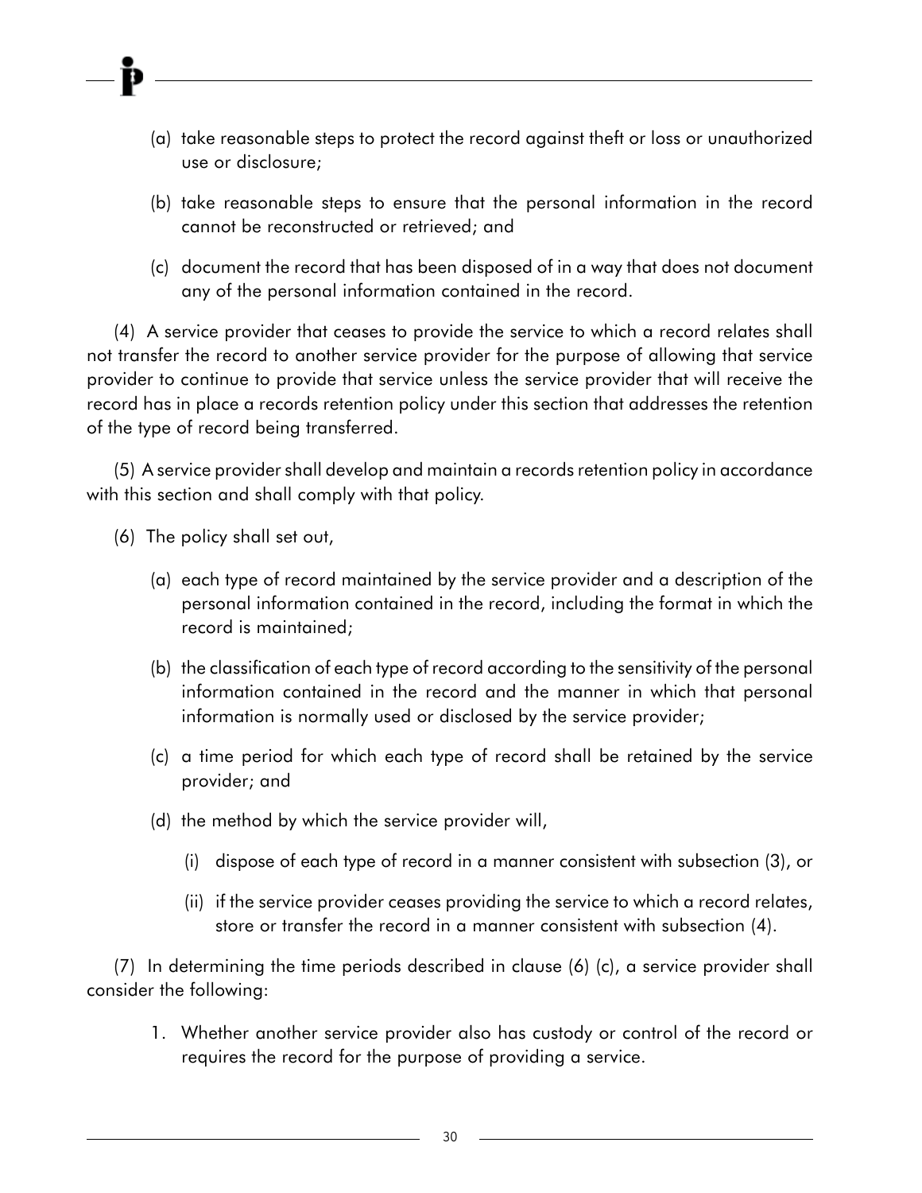(a) take reasonable steps to protect the record against theft or loss or unauthorized use or disclosure;

(b) take reasonable steps to ensure that the personal information in the record cannot be reconstructed or retrieved; and

(c) document the record that has been disposed of in a way that does not document any of the personal information contained in the record.

(4) A service provider that ceases to provide the service to which a record relates shall not transfer the record to another service provider for the purpose of allowing that service provider to continue to provide that service unless the service provider that will receive the record has in place a records retention policy under this section that addresses the retention of the type of record being transferred.

(5) A service provider shall develop and maintain a records retention policy in accordance with this section and shall comply with that policy.

(6) The policy shall set out,

(a) each type of record maintained by the service provider and a description of the personal information contained in the record, including the format in which the record is maintained;

(b) the classification of each type of record according to the sensitivity of the personal information contained in the record and the manner in which that personal information is normally used or disclosed by the service provider;

(c) a time period for which each type of record shall be retained by the service provider; and

(d) the method by which the service provider will,

(i) dispose of each type of record in a manner consistent with subsection (3), or

(ii) if the service provider ceases providing the service to which a record relates, store or transfer the record in a manner consistent with subsection (4).

(7) In determining the time periods described in clause (6) (c), a service provider shall consider the following:

1. Whether another service provider also has custody or control of the record or requires the record for the purpose of providing a service.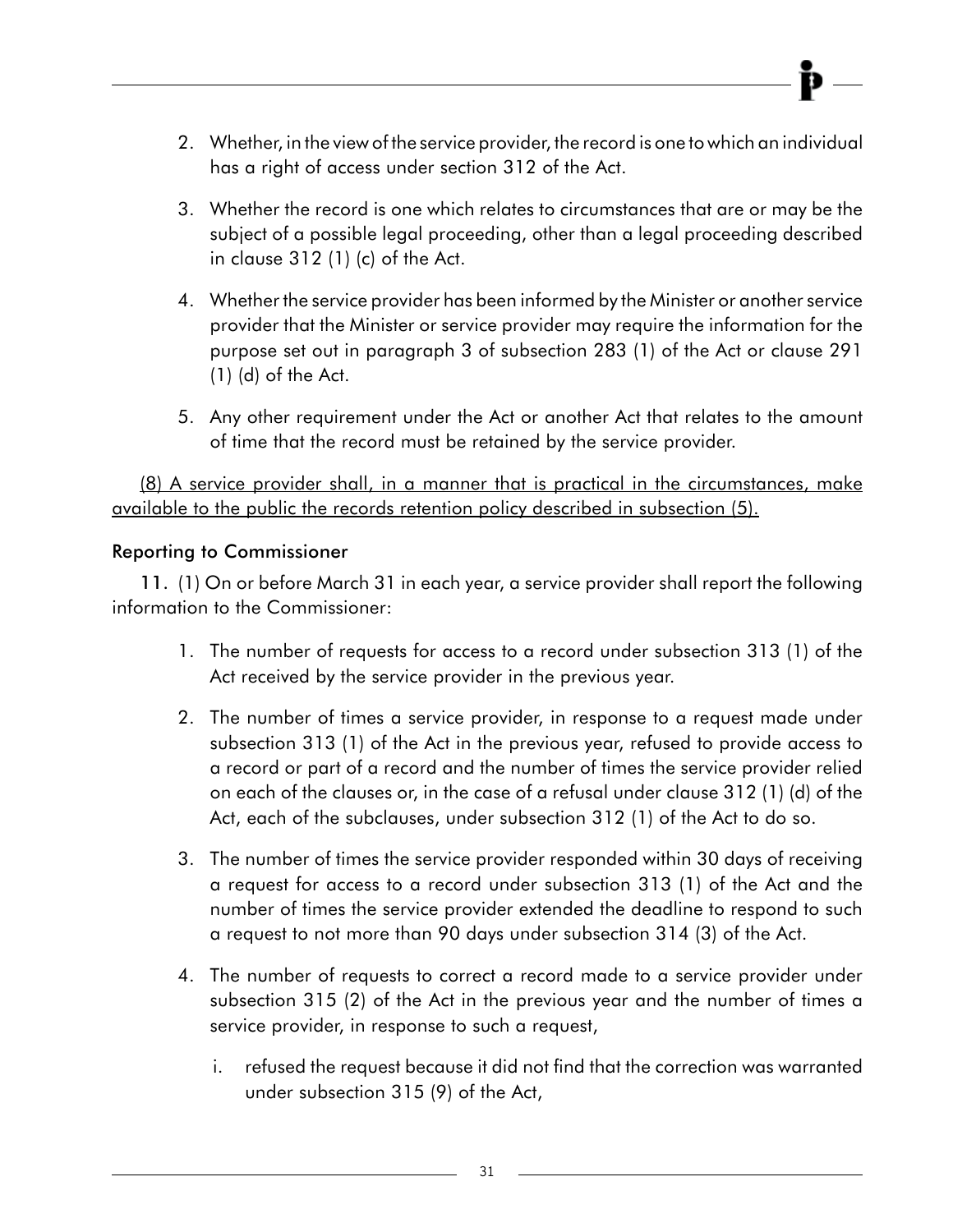2. Whether, in the view of the service provider, the record is one to which an individual has a right of access under section 312 of the Act.

3. Whether the record is one which relates to circumstances that are or may be the subject of a possible legal proceeding, other than a legal proceeding described in clause 312 (1) (c) of the Act.

4. Whether the service provider has been informed by the Minister or another service provider that the Minister or service provider may require the information for the purpose set out in paragraph 3 of subsection 283 (1) of the Act or clause 291 (1) (d) of the Act.

5. Any other requirement under the Act or another Act that relates to the amount of time that the record must be retained by the service provider.

<u>(8) A service provider shall, in a manner that is practical in the circumstances, make available to the public the records retention policy described in subsection (5).</u>

### Reporting to Commissioner

**11.** (1) On or before March 31 in each year, a service provider shall report the following information to the Commissioner:

1. The number of requests for access to a record under subsection 313 (1) of the Act received by the service provider in the previous year.

2. The number of times a service provider, in response to a request made under subsection 313 (1) of the Act in the previous year, refused to provide access to a record or part of a record and the number of times the service provider relied on each of the clauses or, in the case of a refusal under clause 312 (1) (d) of the Act, each of the subclauses, under subsection 312 (1) of the Act to do so.

3. The number of times the service provider responded within 30 days of receiving a request for access to a record under subsection 313 (1) of the Act and the number of times the service provider extended the deadline to respond to such a request to not more than 90 days under subsection 314 (3) of the Act.

4. The number of requests to correct a record made to a service provider under subsection 315 (2) of the Act in the previous year and the number of times a service provider, in response to such a request,

   i. refused the request because it did not find that the correction was warranted under subsection 315 (9) of the Act,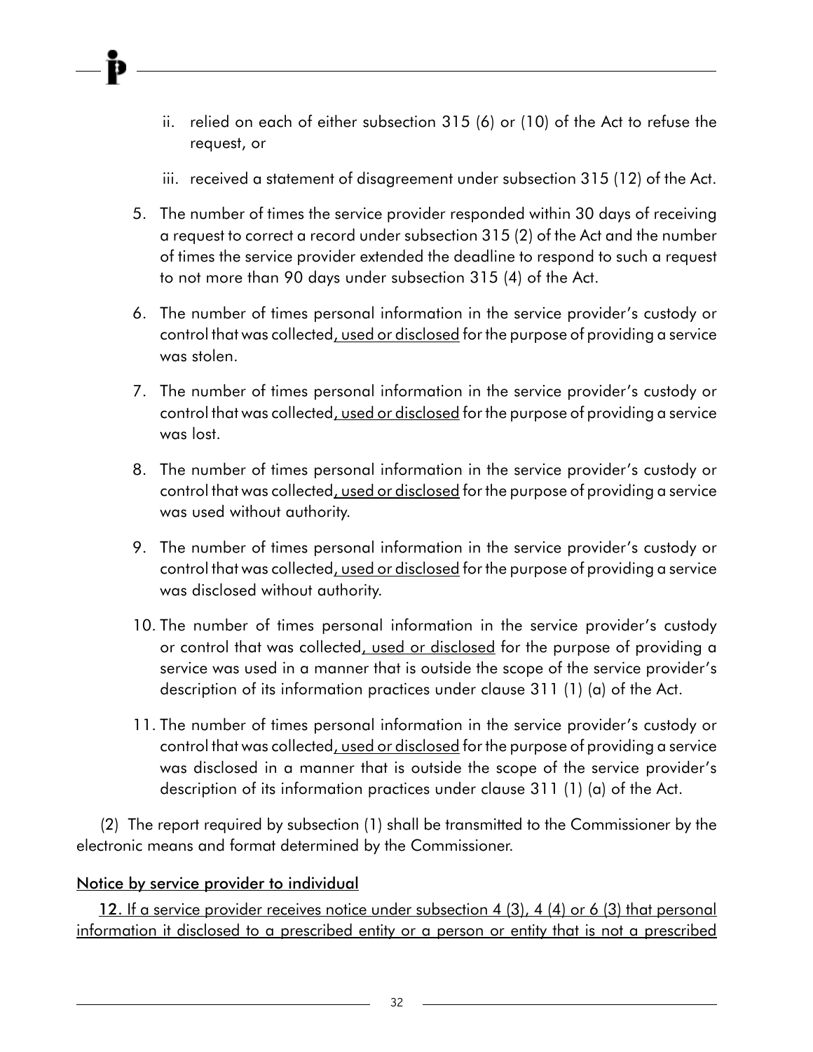ii. relied on each of either subsection 315 (6) or (10) of the Act to refuse the request, or

iii. received a statement of disagreement under subsection 315 (12) of the Act.

5. The number of times the service provider responded within 30 days of receiving a request to correct a record under subsection 315 (2) of the Act and the number of times the service provider extended the deadline to respond to such a request to not more than 90 days under subsection 315 (4) of the Act.

6. The number of times personal information in the service provider's custody or control that was collected, used or disclosed for the purpose of providing a service was stolen.

7. The number of times personal information in the service provider's custody or control that was collected, used or disclosed for the purpose of providing a service was lost.

8. The number of times personal information in the service provider's custody or control that was collected, used or disclosed for the purpose of providing a service was used without authority.

9. The number of times personal information in the service provider's custody or control that was collected, used or disclosed for the purpose of providing a service was disclosed without authority.

10. The number of times personal information in the service provider's custody or control that was collected, used or disclosed for the purpose of providing a service was used in a manner that is outside the scope of the service provider's description of its information practices under clause 311 (1) (a) of the Act.

11. The number of times personal information in the service provider's custody or control that was collected, used or disclosed for the purpose of providing a service was disclosed in a manner that is outside the scope of the service provider's description of its information practices under clause 311 (1) (a) of the Act.

(2) The report required by subsection (1) shall be transmitted to the Commissioner by the electronic means and format determined by the Commissioner.

Notice by service provider to individual

12. If a service provider receives notice under subsection 4 (3), 4 (4) or 6 (3) that personal information it disclosed to a prescribed entity or a person or entity that is not a prescribed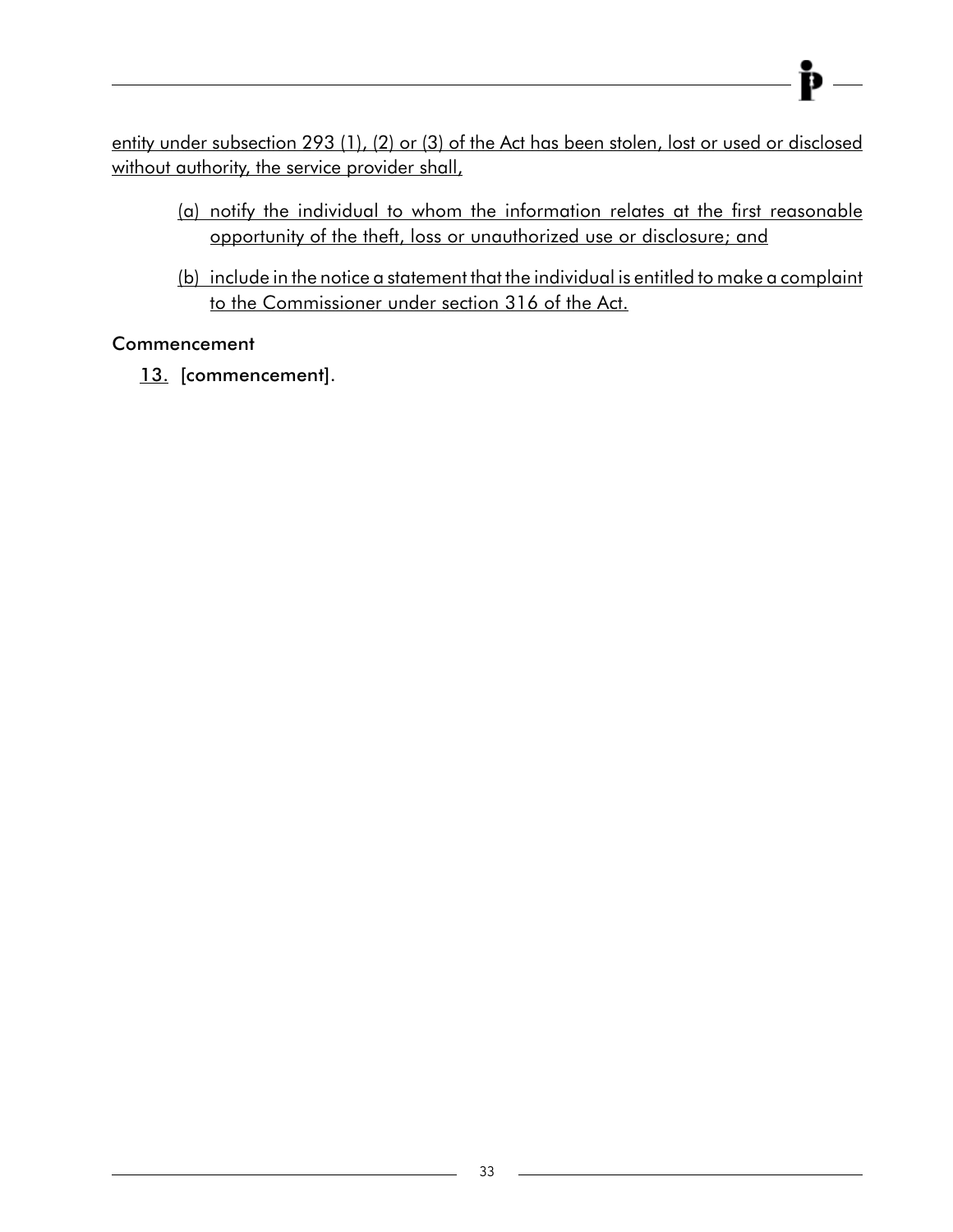entity under subsection 293 (1), (2) or (3) of the Act has been stolen, lost or used or disclosed without authority, the service provider shall,

(a) notify the individual to whom the information relates at the first reasonable opportunity of the theft, loss or unauthorized use or disclosure; and

(b) include in the notice a statement that the individual is entitled to make a complaint to the Commissioner under section 316 of the Act.

### Commencement

13. [commencement].